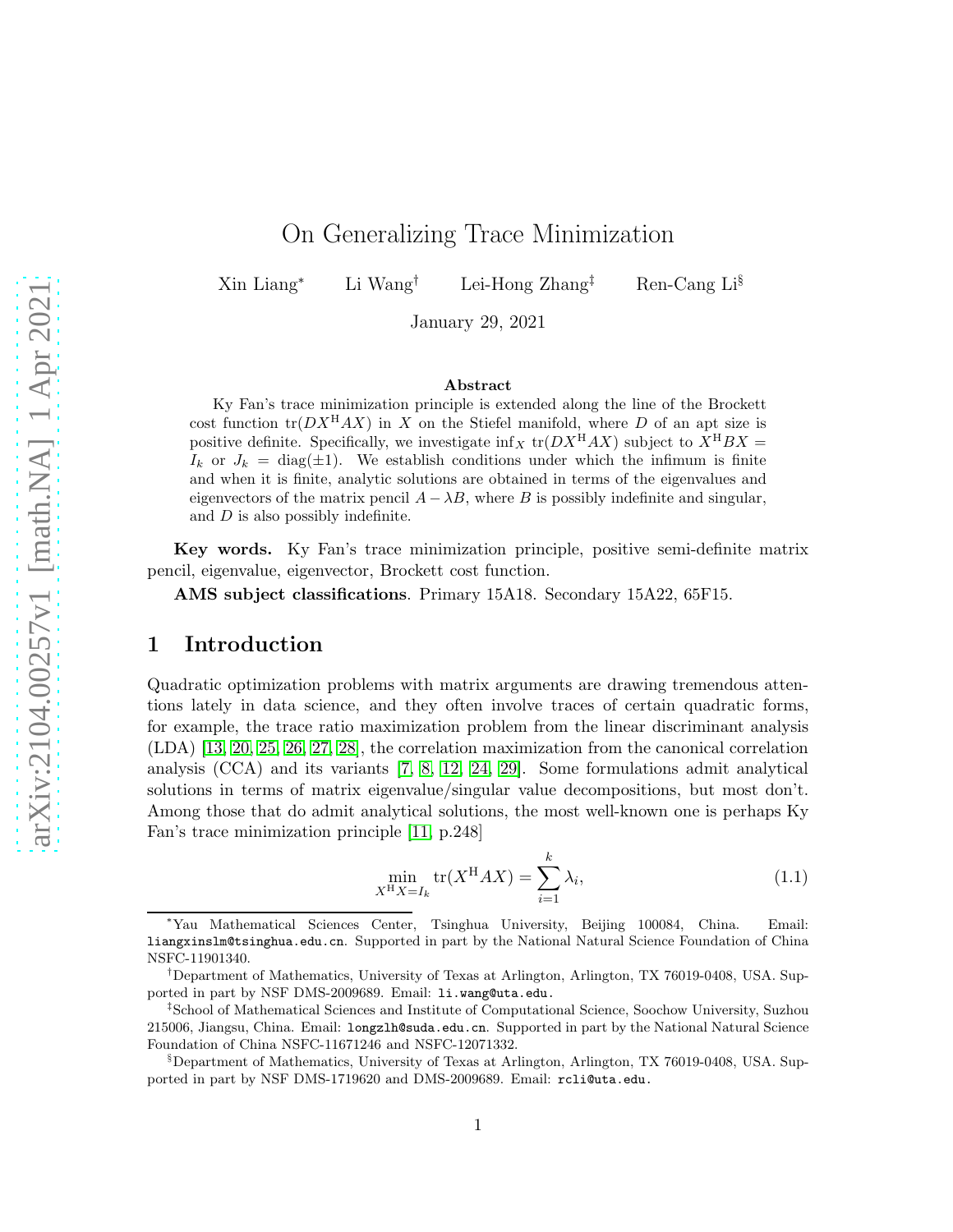# On Generalizing Trace Minimization

Xin Liang[*] Li Wang[†] Lei-Hong Zhang[‡] Ren-Cang Li[§]

January 29, 2021

### Abstract

Ky Fan's trace minimization principle is extended along the line of the Brockett cost function $\operatorname{tr}(DX^{\mathrm{H}}AX)$ in $X$ on the Stiefel manifold, where $D$ of an apt size is positive definite. Specifically, we investigate $\inf_X \operatorname{tr}(DX^{\mathrm{H}}AX)$ subject to $X^{\mathrm{H}}BX = I_k$ or $J_k = \operatorname{diag}(\pm 1)$. We establish conditions under which the infimum is finite and when it is finite, analytic solutions are obtained in terms of the eigenvalues and eigenvectors of the matrix pencil $A - \lambda B$, where $B$ is possibly indefinite and singular, and $D$ is also possibly indefinite.

**Key words.** Ky Fan's trace minimization principle, positive semi-definite matrix pencil, eigenvalue, eigenvector, Brockett cost function.

**AMS subject classifications**. Primary 15A18. Secondary 15A22, 65F15.

## 1 Introduction

Quadratic optimization problems with matrix arguments are drawing tremendous attentions lately in data science, and they often involve traces of certain quadratic forms, for example, the trace ratio maximization problem from the linear discriminant analysis (LDA) [13, 20, 25, 26, 27, 28], the correlation maximization from the canonical correlation analysis (CCA) and its variants [7, 8, 12, 24, 29]. Some formulations admit analytical solutions in terms of matrix eigenvalue/singular value decompositions, but most don't. Among those that do admit analytical solutions, the most well-known one is perhaps Ky Fan's trace minimization principle [11, p.248]

$$\min_{X^{\mathrm{H}}X=I_k} \operatorname{tr}(X^{\mathrm{H}}AX) = \sum_{i=1}^{k} \lambda_i, \tag{1.1}$$

---

[*] Yau Mathematical Sciences Center, Tsinghua University, Beijing 100084, China. Email: liangxinslm@tsinghua.edu.cn. Supported in part by the National Natural Science Foundation of China NSFC-11901340.

[†] Department of Mathematics, University of Texas at Arlington, Arlington, TX 76019-0408, USA. Supported in part by NSF DMS-2009689. Email: li.wang@uta.edu.

[‡] School of Mathematical Sciences and Institute of Computational Science, Soochow University, Suzhou 215006, Jiangsu, China. Email: longzlh@suda.edu.cn. Supported in part by the National Natural Science Foundation of China NSFC-11671246 and NSFC-12071332.

[§] Department of Mathematics, University of Texas at Arlington, Arlington, TX 76019-0408, USA. Supported in part by NSF DMS-1719620 and DMS-2009689. Email: rcli@uta.edu.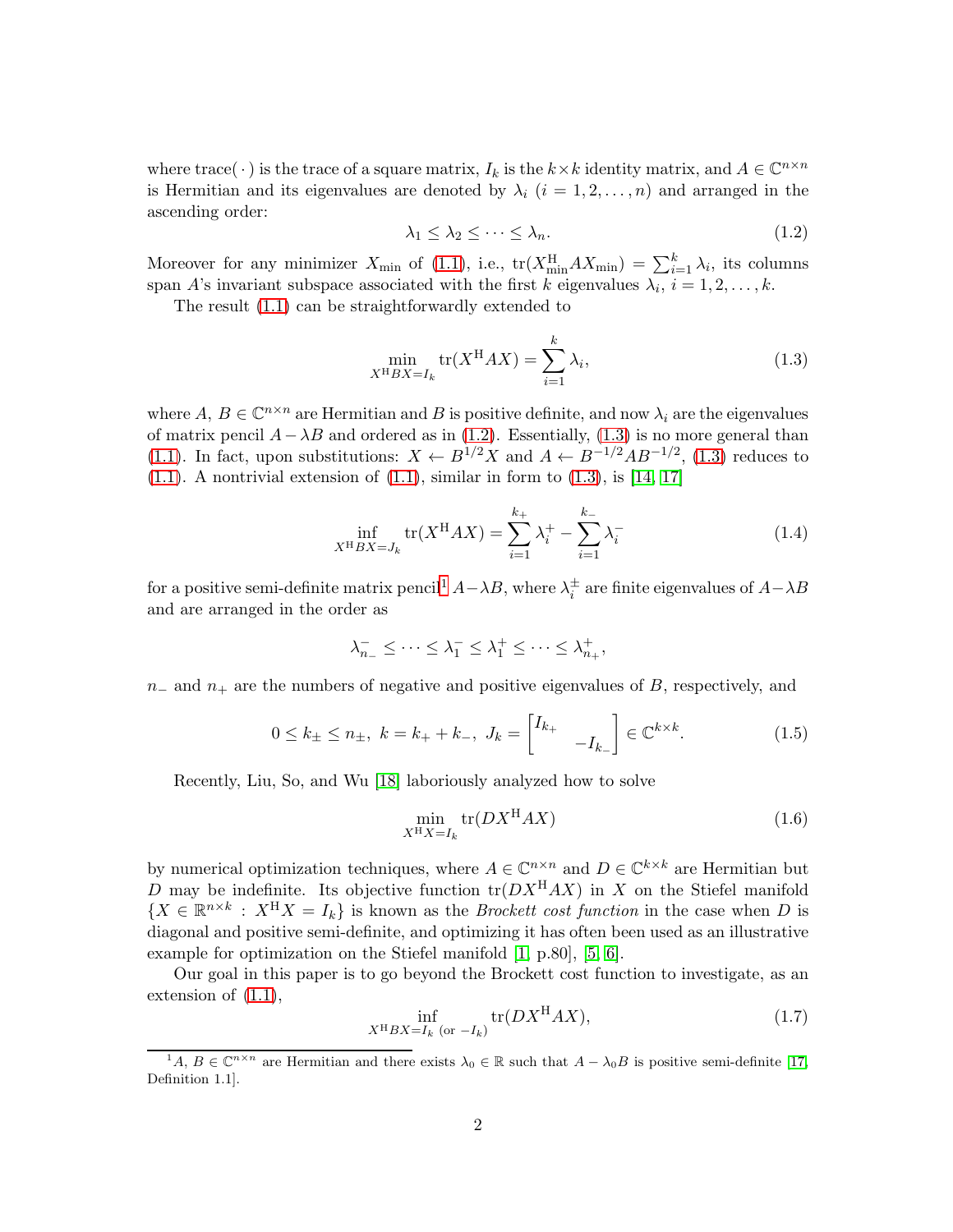where $\operatorname{trace}(\cdot)$ is the trace of a square matrix, $I_k$ is the $k\times k$ identity matrix, and $A \in \mathbb{C}^{n\times n}$ is Hermitian and its eigenvalues are denoted by $\lambda_i$ $(i = 1, 2, \dots, n)$ and arranged in the ascending order:

$$\lambda_1 \le \lambda_2 \le \cdots \le \lambda_n. \tag{1.2}$$

Moreover for any minimizer $X_{\min}$ of (1.1), i.e., $\operatorname{tr}(X_{\min}^{\mathrm{H}} A X_{\min}) = \sum_{i=1}^{k} \lambda_i$, its columns span $A$'s invariant subspace associated with the first $k$ eigenvalues $\lambda_i$, $i = 1, 2, \dots, k$.

The result (1.1) can be straightforwardly extended to

$$\min_{X^{\mathrm{H}}BX=I_k} \operatorname{tr}(X^{\mathrm{H}}AX) = \sum_{i=1}^{k} \lambda_i, \tag{1.3}$$

where $A$, $B \in \mathbb{C}^{n\times n}$ are Hermitian and $B$ is positive definite, and now $\lambda_i$ are the eigenvalues of matrix pencil $A - \lambda B$ and ordered as in (1.2). Essentially, (1.3) is no more general than (1.1). In fact, upon substitutions: $X \leftarrow B^{1/2}X$ and $A \leftarrow B^{-1/2}AB^{-1/2}$, (1.3) reduces to (1.1). A nontrivial extension of (1.1), similar in form to (1.3), is [14, 17]

$$\inf_{X^{\mathrm{H}}BX=J_k} \operatorname{tr}(X^{\mathrm{H}}AX) = \sum_{i=1}^{k_+} \lambda_i^+ - \sum_{i=1}^{k_-} \lambda_i^- \tag{1.4}$$

for a positive semi-definite matrix pencil[1] $A-\lambda B$, where $\lambda_i^{\pm}$ are finite eigenvalues of $A-\lambda B$ and are arranged in the order as

$$\lambda_{n_-}^- \le \cdots \le \lambda_1^- \le \lambda_1^+ \le \cdots \le \lambda_{n_+}^+,$$

$n_-$ and $n_+$ are the numbers of negative and positive eigenvalues of $B$, respectively, and

$$0 \le k_\pm \le n_\pm,\ k = k_+ + k_-,\ J_k = \begin{bmatrix} I_{k_+} & \\ & -I_{k_-} \end{bmatrix} \in \mathbb{C}^{k\times k}. \tag{1.5}$$

Recently, Liu, So, and Wu [18] laboriously analyzed how to solve

$$\min_{X^{\mathrm{H}}X=I_k} \operatorname{tr}(DX^{\mathrm{H}}AX) \tag{1.6}$$

by numerical optimization techniques, where $A \in \mathbb{C}^{n\times n}$ and $D \in \mathbb{C}^{k\times k}$ are Hermitian but $D$ may be indefinite. Its objective function $\operatorname{tr}(DX^{\mathrm{H}}AX)$ in $X$ on the Stiefel manifold $\{X \in \mathbb{R}^{n\times k} : X^{\mathrm{H}}X = I_k\}$ is known as the *Brockett cost function* in the case when $D$ is diagonal and positive semi-definite, and optimizing it has often been used as an illustrative example for optimization on the Stiefel manifold [1, p.80], [5, 6].

Our goal in this paper is to go beyond the Brockett cost function to investigate, as an extension of (1.1),

$$\inf_{X^{\mathrm{H}}BX=I_k \text{ (or } -I_k)} \operatorname{tr}(DX^{\mathrm{H}}AX), \tag{1.7}$$

---

[1] $A$, $B \in \mathbb{C}^{n\times n}$ are Hermitian and there exists $\lambda_0 \in \mathbb{R}$ such that $A - \lambda_0 B$ is positive semi-definite [17, Definition 1.1].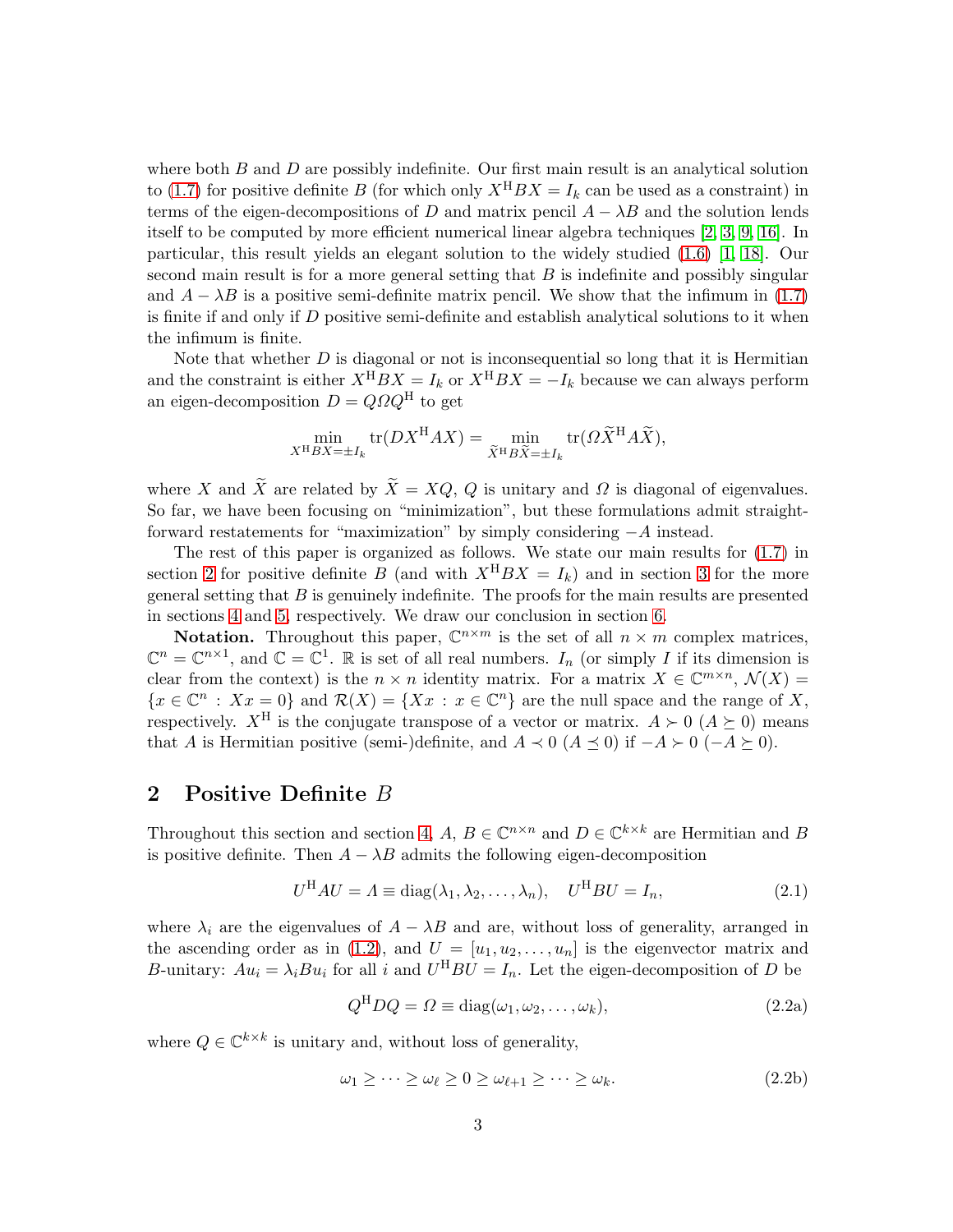where both $B$ and $D$ are possibly indefinite. Our first main result is an analytical solution to (1.7) for positive definite $B$ (for which only $X^{\mathrm{H}}BX = I_k$ can be used as a constraint) in terms of the eigen-decompositions of $D$ and matrix pencil $A - \lambda B$ and the solution lends itself to be computed by more efficient numerical linear algebra techniques [2, 3, 9, 16]. In particular, this result yields an elegant solution to the widely studied (1.6) [1, 18]. Our second main result is for a more general setting that $B$ is indefinite and possibly singular and $A - \lambda B$ is a positive semi-definite matrix pencil. We show that the infimum in (1.7) is finite if and only if $D$ positive semi-definite and establish analytical solutions to it when the infimum is finite.

Note that whether $D$ is diagonal or not is inconsequential so long that it is Hermitian and the constraint is either $X^{\mathrm{H}}BX = I_k$ or $X^{\mathrm{H}}BX = -I_k$ because we can always perform an eigen-decomposition $D = Q\Omega Q^{\mathrm{H}}$ to get

$$\min_{X^{\mathrm{H}}BX=\pm I_k} \operatorname{tr}(DX^{\mathrm{H}}AX) = \min_{\widetilde{X}^{\mathrm{H}}B\widetilde{X}=\pm I_k} \operatorname{tr}(\Omega \widetilde{X}^{\mathrm{H}}A\widetilde{X}),$$

where $X$ and $\widetilde{X}$ are related by $\widetilde{X} = XQ$, $Q$ is unitary and $\Omega$ is diagonal of eigenvalues. So far, we have been focusing on "minimization", but these formulations admit straightforward restatements for "maximization" by simply considering $-A$ instead.

The rest of this paper is organized as follows. We state our main results for (1.7) in section 2 for positive definite $B$ (and with $X^{\mathrm{H}}BX = I_k$) and in section 3 for the more general setting that $B$ is genuinely indefinite. The proofs for the main results are presented in sections 4 and 5, respectively. We draw our conclusion in section 6.

**Notation.** Throughout this paper, $\mathbb{C}^{n\times m}$ is the set of all $n \times m$ complex matrices, $\mathbb{C}^n = \mathbb{C}^{n\times 1}$, and $\mathbb{C} = \mathbb{C}^1$. $\mathbb{R}$ is set of all real numbers. $I_n$ (or simply $I$ if its dimension is clear from the context) is the $n \times n$ identity matrix. For a matrix $X \in \mathbb{C}^{m\times n}$, $\mathcal{N}(X) = \{x \in \mathbb{C}^n : Xx = 0\}$ and $\mathcal{R}(X) = \{Xx : x \in \mathbb{C}^n\}$ are the null space and the range of $X$, respectively. $X^{\mathrm{H}}$ is the conjugate transpose of a vector or matrix. $A \succ 0$ ($A \succeq 0$) means that $A$ is Hermitian positive (semi-)definite, and $A \prec 0$ ($A \preceq 0$) if $-A \succ 0$ ($-A \succeq 0$).

## 2 Positive Definite $B$

Throughout this section and section 4, $A$, $B \in \mathbb{C}^{n\times n}$ and $D \in \mathbb{C}^{k\times k}$ are Hermitian and $B$ is positive definite. Then $A - \lambda B$ admits the following eigen-decomposition

$$U^{\mathrm{H}}AU = \Lambda \equiv \operatorname{diag}(\lambda_1, \lambda_2, \dots, \lambda_n), \quad U^{\mathrm{H}}BU = I_n, \tag{2.1}$$

where $\lambda_i$ are the eigenvalues of $A - \lambda B$ and are, without loss of generality, arranged in the ascending order as in (1.2), and $U = [u_1, u_2, \dots, u_n]$ is the eigenvector matrix and $B$-unitary: $Au_i = \lambda_i Bu_i$ for all $i$ and $U^{\mathrm{H}}BU = I_n$. Let the eigen-decomposition of $D$ be

$$Q^{\mathrm{H}}DQ = \Omega \equiv \operatorname{diag}(\omega_1, \omega_2, \dots, \omega_k), \tag{2.2a}$$

where $Q \in \mathbb{C}^{k\times k}$ is unitary and, without loss of generality,

$$\omega_1 \ge \cdots \ge \omega_\ell \ge 0 \ge \omega_{\ell+1} \ge \cdots \ge \omega_k. \tag{2.2b}$$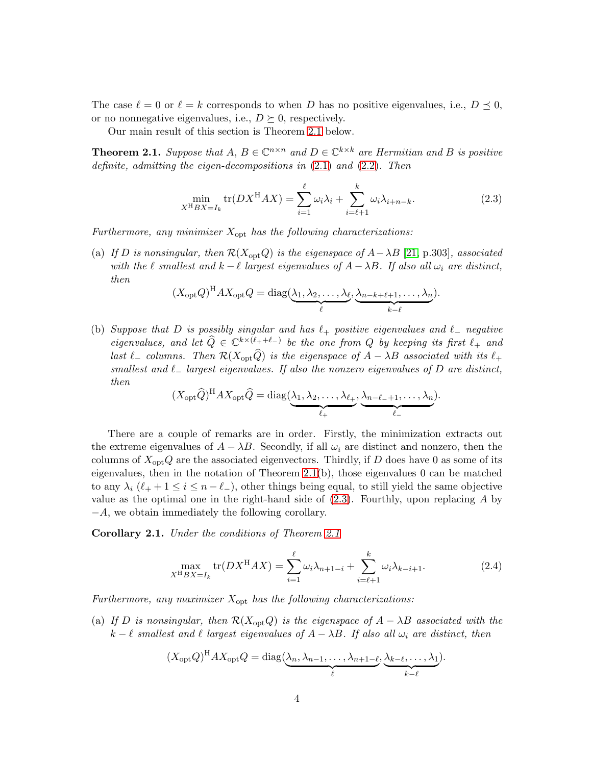The case $\ell = 0$ or $\ell = k$ corresponds to when $D$ has no positive eigenvalues, i.e., $D \preceq 0$, or no nonnegative eigenvalues, i.e., $D \succeq 0$, respectively.

Our main result of this section is Theorem 2.1 below.

**Theorem 2.1.** *Suppose that $A$, $B \in \mathbb{C}^{n\times n}$ and $D \in \mathbb{C}^{k\times k}$ are Hermitian and $B$ is positive definite, admitting the eigen-decompositions in (2.1) and (2.2). Then*

$$\min_{X^{\rm H}BX=I_k} \operatorname{tr}(DX^{\rm H}AX) = \sum_{i=1}^{\ell} \omega_i\lambda_i + \sum_{i=\ell+1}^{k} \omega_i\lambda_{i+n-k}. \tag{2.3}$$

*Furthermore, any minimizer $X_{\rm opt}$ has the following characterizations:*

(a) *If $D$ is nonsingular, then $\mathcal{R}(X_{\rm opt}Q)$ is the eigenspace of $A-\lambda B$ [21, p.303], associated with the $\ell$ smallest and $k-\ell$ largest eigenvalues of $A-\lambda B$. If also all $\omega_i$ are distinct, then*

$$(X_{\rm opt}Q)^{\rm H}AX_{\rm opt}Q = \operatorname{diag}(\underbrace{\lambda_1, \lambda_2, \dots, \lambda_\ell}_{\ell}, \underbrace{\lambda_{n-k+\ell+1}, \dots, \lambda_n}_{k-\ell}).$$

(b) *Suppose that $D$ is possibly singular and has $\ell_+$ positive eigenvalues and $\ell_-$ negative eigenvalues, and let $\widehat{Q} \in \mathbb{C}^{k\times(\ell_+ + \ell_-)}$ be the one from $Q$ by keeping its first $\ell_+$ and last $\ell_-$ columns. Then $\mathcal{R}(X_{\rm opt}\widehat{Q})$ is the eigenspace of $A-\lambda B$ associated with its $\ell_+$ smallest and $\ell_-$ largest eigenvalues. If also the nonzero eigenvalues of $D$ are distinct, then*

$$(X_{\rm opt}\widehat{Q})^{\rm H}AX_{\rm opt}\widehat{Q} = \operatorname{diag}(\underbrace{\lambda_1, \lambda_2, \dots, \lambda_{\ell_+}}_{\ell_+}, \underbrace{\lambda_{n-\ell_-+1}, \dots, \lambda_n}_{\ell_-}).$$

There are a couple of remarks are in order. Firstly, the minimization extracts out the extreme eigenvalues of $A - \lambda B$. Secondly, if all $\omega_i$ are distinct and nonzero, then the columns of $X_{\rm opt}Q$ are the associated eigenvectors. Thirdly, if $D$ does have 0 as some of its eigenvalues, then in the notation of Theorem 2.1(b), those eigenvalues 0 can be matched to any $\lambda_i$ ($\ell_+ + 1 \le i \le n - \ell_-$), other things being equal, to still yield the same objective value as the optimal one in the right-hand side of (2.3). Fourthly, upon replacing $A$ by $-A$, we obtain immediately the following corollary.

**Corollary 2.1.** *Under the conditions of Theorem 2.1*

$$\max_{X^{\rm H}BX=I_k} \operatorname{tr}(DX^{\rm H}AX) = \sum_{i=1}^{\ell} \omega_i\lambda_{n+1-i} + \sum_{i=\ell+1}^{k} \omega_i\lambda_{k-i+1}. \tag{2.4}$$

*Furthermore, any maximizer $X_{\rm opt}$ has the following characterizations:*

(a) *If $D$ is nonsingular, then $\mathcal{R}(X_{\rm opt}Q)$ is the eigenspace of $A - \lambda B$ associated with the $k-\ell$ smallest and $\ell$ largest eigenvalues of $A - \lambda B$. If also all $\omega_i$ are distinct, then*

$$(X_{\rm opt}Q)^{\rm H}AX_{\rm opt}Q = \operatorname{diag}(\underbrace{\lambda_n, \lambda_{n-1}, \dots, \lambda_{n+1-\ell}}_{\ell}, \underbrace{\lambda_{k-\ell}, \dots, \lambda_1}_{k-\ell}).$$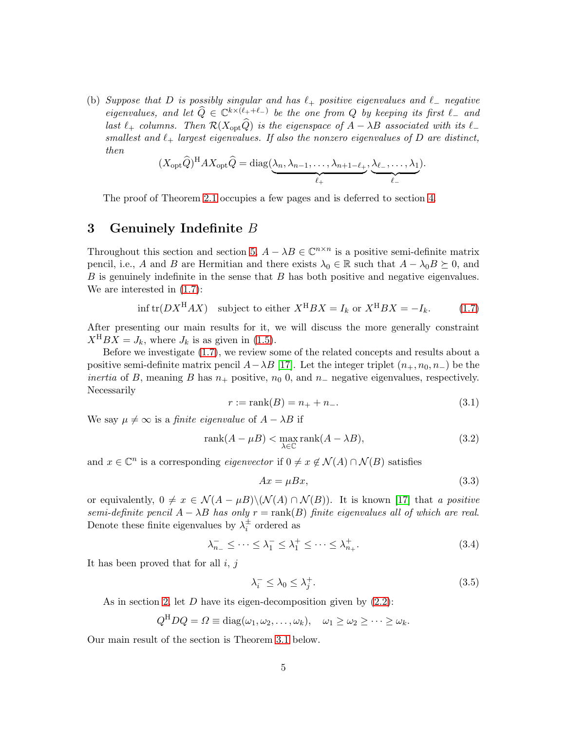(b) *Suppose that $D$ is possibly singular and has $\ell_+$ positive eigenvalues and $\ell_-$ negative eigenvalues, and let $\widehat{Q} \in \mathbb{C}^{k\times(\ell_+ + \ell_-)}$ be the one from $Q$ by keeping its first $\ell_-$ and last $\ell_+$ columns. Then $\mathcal{R}(X_{\rm opt}\widehat{Q})$ is the eigenspace of $A - \lambda B$ associated with its $\ell_-$ smallest and $\ell_+$ largest eigenvalues. If also the nonzero eigenvalues of $D$ are distinct, then*

$$(X_{\rm opt}\widehat{Q})^{\rm H} A X_{\rm opt}\widehat{Q} = \operatorname{diag}(\underbrace{\lambda_n, \lambda_{n-1}, \ldots, \lambda_{n+1-\ell_+}}_{\ell_+}, \underbrace{\lambda_{\ell_-}, \ldots, \lambda_1}_{\ell_-}).$$

The proof of Theorem 2.1 occupies a few pages and is deferred to section 4.

## 3 Genuinely Indefinite $B$

Throughout this section and section 5, $A - \lambda B \in \mathbb{C}^{n\times n}$ is a positive semi-definite matrix pencil, i.e., $A$ and $B$ are Hermitian and there exists $\lambda_0 \in \mathbb{R}$ such that $A - \lambda_0 B \succeq 0$, and $B$ is genuinely indefinite in the sense that $B$ has both positive and negative eigenvalues. We are interested in (1.7):

$$\inf \operatorname{tr}(DX^{\rm H}AX) \quad \text{subject to either } X^{\rm H}BX = I_k \text{ or } X^{\rm H}BX = -I_k. \tag{1.7}$$

After presenting our main results for it, we will discuss the more generally constraint $X^{\rm H}BX = J_k$, where $J_k$ is as given in (1.5).

Before we investigate (1.7), we review some of the related concepts and results about a positive semi-definite matrix pencil $A - \lambda B$ [17]. Let the integer triplet $(n_+, n_0, n_-)$ be the *inertia* of $B$, meaning $B$ has $n_+$ positive, $n_0$ 0, and $n_-$ negative eigenvalues, respectively. Necessarily

$$r := \operatorname{rank}(B) = n_+ + n_-. \tag{3.1}$$

We say $\mu \neq \infty$ is a *finite eigenvalue* of $A - \lambda B$ if

$$\operatorname{rank}(A - \mu B) < \max_{\lambda\in\mathbb{C}} \operatorname{rank}(A - \lambda B), \tag{3.2}$$

and $x \in \mathbb{C}^n$ is a corresponding *eigenvector* if $0 \neq x \notin \mathcal{N}(A) \cap \mathcal{N}(B)$ satisfies

$$Ax = \mu Bx, \tag{3.3}$$

or equivalently, $0 \neq x \in \mathcal{N}(A - \mu B)\backslash(\mathcal{N}(A) \cap \mathcal{N}(B))$. It is known [17] that *a positive semi-definite pencil $A - \lambda B$ has only $r = \operatorname{rank}(B)$ finite eigenvalues all of which are real.* Denote these finite eigenvalues by $\lambda_i^{\pm}$ ordered as

$$\lambda_{n_-}^- \leq \cdots \leq \lambda_1^- \leq \lambda_1^+ \leq \cdots \leq \lambda_{n_+}^+. \tag{3.4}$$

It has been proved that for all $i$, $j$

$$\lambda_i^- \leq \lambda_0 \leq \lambda_j^+. \tag{3.5}$$

As in section 2, let $D$ have its eigen-decomposition given by (2.2):

$$Q^{\rm H}DQ = \varOmega \equiv \operatorname{diag}(\omega_1, \omega_2, \ldots, \omega_k), \quad \omega_1 \geq \omega_2 \geq \cdots \geq \omega_k.$$

Our main result of the section is Theorem 3.1 below.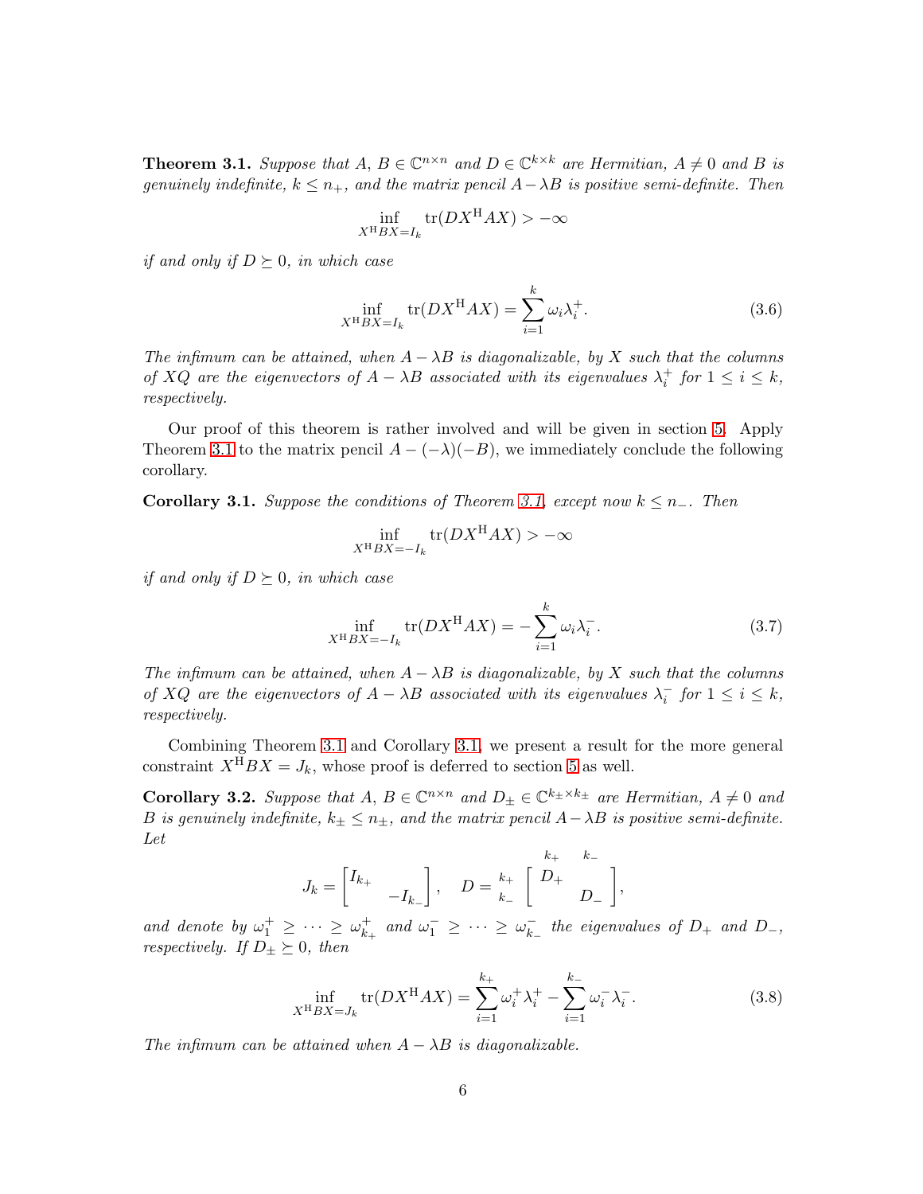**Theorem 3.1.** *Suppose that $A$, $B \in \mathbb{C}^{n\times n}$ and $D \in \mathbb{C}^{k\times k}$ are Hermitian, $A \neq 0$ and $B$ is genuinely indefinite, $k \le n_+$, and the matrix pencil $A - \lambda B$ is positive semi-definite. Then*

$$\inf_{X^{\mathrm{H}}BX=I_k} \operatorname{tr}(DX^{\mathrm{H}}AX) > -\infty$$

*if and only if $D \succeq 0$, in which case*

$$\inf_{X^{\mathrm{H}}BX=I_k} \operatorname{tr}(DX^{\mathrm{H}}AX) = \sum_{i=1}^{k} \omega_i \lambda_i^+. \tag{3.6}$$

*The infimum can be attained, when $A - \lambda B$ is diagonalizable, by $X$ such that the columns of $XQ$ are the eigenvectors of $A - \lambda B$ associated with its eigenvalues $\lambda_i^+$ for $1 \le i \le k$, respectively.*

Our proof of this theorem is rather involved and will be given in section 5. Apply Theorem 3.1 to the matrix pencil $A - (-\lambda)(-B)$, we immediately conclude the following corollary.

**Corollary 3.1.** *Suppose the conditions of Theorem 3.1, except now $k \le n_-$. Then*

$$\inf_{X^{\mathrm{H}}BX=-I_k} \operatorname{tr}(DX^{\mathrm{H}}AX) > -\infty$$

*if and only if $D \succeq 0$, in which case*

$$\inf_{X^{\mathrm{H}}BX=-I_k} \operatorname{tr}(DX^{\mathrm{H}}AX) = -\sum_{i=1}^{k} \omega_i \lambda_i^-. \tag{3.7}$$

*The infimum can be attained, when $A - \lambda B$ is diagonalizable, by $X$ such that the columns of $XQ$ are the eigenvectors of $A - \lambda B$ associated with its eigenvalues $\lambda_i^-$ for $1 \le i \le k$, respectively.*

Combining Theorem 3.1 and Corollary 3.1, we present a result for the more general constraint $X^{\mathrm{H}}BX = J_k$, whose proof is deferred to section 5 as well.

**Corollary 3.2.** *Suppose that $A$, $B \in \mathbb{C}^{n\times n}$ and $D_\pm \in \mathbb{C}^{k_\pm \times k_\pm}$ are Hermitian, $A \neq 0$ and $B$ is genuinely indefinite, $k_\pm \le n_\pm$, and the matrix pencil $A - \lambda B$ is positive semi-definite. Let*

$$J_k = \begin{bmatrix} I_{k_+} & \\ & -I_{k_-} \end{bmatrix}, \quad D = \begin{array}{c} \\ k_+ \\ k_- \end{array} \!\!\begin{array}{c} \begin{array}{cc} k_+ & k_- \end{array} \\ \begin{bmatrix} D_+ & \\ & D_- \end{bmatrix} \end{array},$$

*and denote by $\omega_1^+ \ge \cdots \ge \omega_{k_+}^+$ and $\omega_1^- \ge \cdots \ge \omega_{k_-}^-$ the eigenvalues of $D_+$ and $D_-$, respectively. If $D_\pm \succeq 0$, then*

$$\inf_{X^{\mathrm{H}}BX=J_k} \operatorname{tr}(DX^{\mathrm{H}}AX) = \sum_{i=1}^{k_+} \omega_i^+ \lambda_i^+ - \sum_{i=1}^{k_-} \omega_i^- \lambda_i^-. \tag{3.8}$$

*The infimum can be attained when $A - \lambda B$ is diagonalizable.*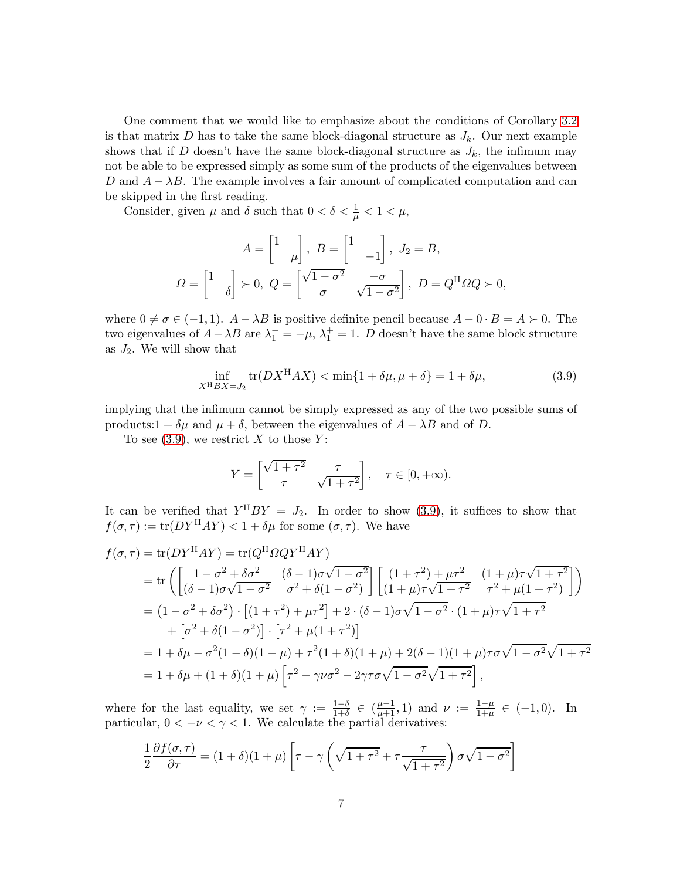One comment that we would like to emphasize about the conditions of Corollary 3.2 is that matrix $D$ has to take the same block-diagonal structure as $J_k$. Our next example shows that if $D$ doesn't have the same block-diagonal structure as $J_k$, the infimum may not be able to be expressed simply as some sum of the products of the eigenvalues between $D$ and $A - \lambda B$. The example involves a fair amount of complicated computation and can be skipped in the first reading.

Consider, given $\mu$ and $\delta$ such that $0 < \delta < \frac{1}{\mu} < 1 < \mu$,

$$
A = \begin{bmatrix} 1 & \\ & \mu \end{bmatrix}, \ B = \begin{bmatrix} 1 & \\ & -1 \end{bmatrix}, \ J_2 = B,
$$

$$
\mathit{\Omega} = \begin{bmatrix} 1 & \\ & \delta \end{bmatrix} \succ 0, \ Q = \begin{bmatrix} \sqrt{1-\sigma^2} & -\sigma \\ \sigma & \sqrt{1-\sigma^2} \end{bmatrix}, \ D = Q^{\mathrm{H}} \mathit{\Omega} Q \succ 0,
$$

where $0 \neq \sigma \in (-1, 1)$. $A - \lambda B$ is positive definite pencil because $A - 0 \cdot B = A \succ 0$. The two eigenvalues of $A - \lambda B$ are $\lambda_1^- = -\mu$, $\lambda_1^+ = 1$. $D$ doesn't have the same block structure as $J_2$. We will show that

$$
\inf_{X^{\mathrm{H}} B X = J_2} \operatorname{tr}(D X^{\mathrm{H}} A X) < \min\{1 + \delta\mu, \mu + \delta\} = 1 + \delta\mu, \tag{3.9}
$$

implying that the infimum cannot be simply expressed as any of the two possible sums of products: $1 + \delta\mu$ and $\mu + \delta$, between the eigenvalues of $A - \lambda B$ and of $D$.

To see (3.9), we restrict $X$ to those $Y$:

$$
Y = \begin{bmatrix} \sqrt{1+\tau^2} & \tau \\ \tau & \sqrt{1+\tau^2} \end{bmatrix}, \quad \tau \in [0, +\infty).
$$

It can be verified that $Y^{\mathrm{H}} B Y = J_2$. In order to show (3.9), it suffices to show that $f(\sigma, \tau) := \operatorname{tr}(D Y^{\mathrm{H}} A Y) < 1 + \delta\mu$ for some $(\sigma, \tau)$. We have

$$
\begin{aligned}
f(\sigma, \tau) &= \operatorname{tr}(D Y^{\mathrm{H}} A Y) = \operatorname{tr}(Q^{\mathrm{H}} \mathit{\Omega} Q Y^{\mathrm{H}} A Y) \\
&= \operatorname{tr}\left( \begin{bmatrix} 1 - \sigma^2 + \delta\sigma^2 & (\delta - 1)\sigma\sqrt{1-\sigma^2} \\ (\delta - 1)\sigma\sqrt{1-\sigma^2} & \sigma^2 + \delta(1 - \sigma^2) \end{bmatrix} \begin{bmatrix} (1+\tau^2) + \mu\tau^2 & (1+\mu)\tau\sqrt{1+\tau^2} \\ (1+\mu)\tau\sqrt{1+\tau^2} & \tau^2 + \mu(1+\tau^2) \end{bmatrix} \right) \\
&= \left(1 - \sigma^2 + \delta\sigma^2\right) \cdot \left[(1+\tau^2) + \mu\tau^2\right] + 2 \cdot (\delta - 1)\sigma\sqrt{1-\sigma^2} \cdot (1+\mu)\tau\sqrt{1+\tau^2} \\
&\quad + \left[\sigma^2 + \delta(1-\sigma^2)\right] \cdot \left[\tau^2 + \mu(1+\tau^2)\right] \\
&= 1 + \delta\mu - \sigma^2(1-\delta)(1-\mu) + \tau^2(1+\delta)(1+\mu) + 2(\delta - 1)(1+\mu)\tau\sigma\sqrt{1-\sigma^2}\sqrt{1+\tau^2} \\
&= 1 + \delta\mu + (1+\delta)(1+\mu)\left[\tau^2 - \gamma\nu\sigma^2 - 2\gamma\tau\sigma\sqrt{1-\sigma^2}\sqrt{1+\tau^2}\right],
\end{aligned}
$$

where for the last equality, we set $\gamma := \frac{1-\delta}{1+\delta} \in (\frac{\mu-1}{\mu+1}, 1)$ and $\nu := \frac{1-\mu}{1+\mu} \in (-1, 0)$. In particular, $0 < -\nu < \gamma < 1$. We calculate the partial derivatives:

$$
\frac{1}{2}\frac{\partial f(\sigma, \tau)}{\partial \tau} = (1+\delta)(1+\mu)\left[\tau - \gamma\left(\sqrt{1+\tau^2} + \tau\frac{\tau}{\sqrt{1+\tau^2}}\right)\sigma\sqrt{1-\sigma^2}\right]
$$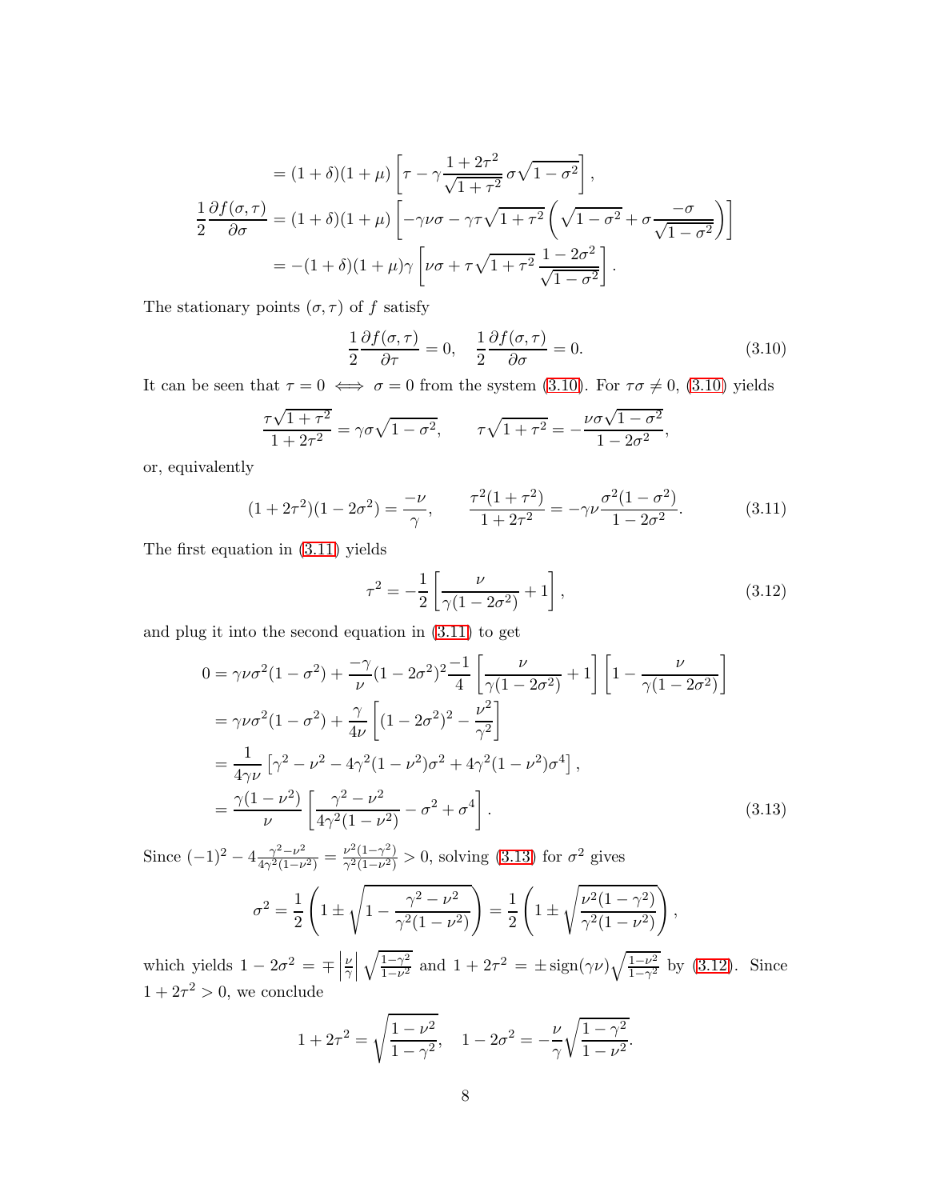$$
\begin{aligned}
&= (1+\delta)(1+\mu)\left[\tau - \gamma\frac{1+2\tau^2}{\sqrt{1+\tau^2}}\,\sigma\sqrt{1-\sigma^2}\right],\\
\frac{1}{2}\frac{\partial f(\sigma,\tau)}{\partial\sigma} &= (1+\delta)(1+\mu)\left[-\gamma\nu\sigma - \gamma\tau\sqrt{1+\tau^2}\left(\sqrt{1-\sigma^2}+\sigma\frac{-\sigma}{\sqrt{1-\sigma^2}}\right)\right]\\
&= -(1+\delta)(1+\mu)\gamma\left[\nu\sigma + \tau\sqrt{1+\tau^2}\,\frac{1-2\sigma^2}{\sqrt{1-\sigma^2}}\right].
\end{aligned}
$$

The stationary points $(\sigma,\tau)$ of $f$ satisfy

$$
\frac{1}{2}\frac{\partial f(\sigma,\tau)}{\partial\tau} = 0, \quad \frac{1}{2}\frac{\partial f(\sigma,\tau)}{\partial\sigma} = 0. \tag{3.10}
$$

It can be seen that $\tau = 0 \iff \sigma = 0$ from the system (3.10). For $\tau\sigma \neq 0$, (3.10) yields

$$
\frac{\tau\sqrt{1+\tau^2}}{1+2\tau^2} = \gamma\sigma\sqrt{1-\sigma^2}, \qquad \tau\sqrt{1+\tau^2} = -\frac{\nu\sigma\sqrt{1-\sigma^2}}{1-2\sigma^2},
$$

or, equivalently

$$
(1+2\tau^2)(1-2\sigma^2) = \frac{-\nu}{\gamma}, \qquad \frac{\tau^2(1+\tau^2)}{1+2\tau^2} = -\gamma\nu\frac{\sigma^2(1-\sigma^2)}{1-2\sigma^2}. \tag{3.11}
$$

The first equation in (3.11) yields

$$
\tau^2 = -\frac{1}{2}\left[\frac{\nu}{\gamma(1-2\sigma^2)}+1\right], \tag{3.12}
$$

and plug it into the second equation in (3.11) to get

$$
\begin{aligned}
0 &= \gamma\nu\sigma^2(1-\sigma^2) + \frac{-\gamma}{\nu}(1-2\sigma^2)^2\frac{-1}{4}\left[\frac{\nu}{\gamma(1-2\sigma^2)}+1\right]\left[1-\frac{\nu}{\gamma(1-2\sigma^2)}\right]\\
&= \gamma\nu\sigma^2(1-\sigma^2) + \frac{\gamma}{4\nu}\left[(1-2\sigma^2)^2 - \frac{\nu^2}{\gamma^2}\right]\\
&= \frac{1}{4\gamma\nu}\left[\gamma^2-\nu^2-4\gamma^2(1-\nu^2)\sigma^2+4\gamma^2(1-\nu^2)\sigma^4\right],\\
&= \frac{\gamma(1-\nu^2)}{\nu}\left[\frac{\gamma^2-\nu^2}{4\gamma^2(1-\nu^2)} - \sigma^2 + \sigma^4\right].
\end{aligned} \tag{3.13}
$$

Since $(-1)^2 - 4\frac{\gamma^2-\nu^2}{4\gamma^2(1-\nu^2)} = \frac{\nu^2(1-\gamma^2)}{\gamma^2(1-\nu^2)} > 0$, solving (3.13) for $\sigma^2$ gives

$$
\sigma^2 = \frac{1}{2}\left(1 \pm \sqrt{1-\frac{\gamma^2-\nu^2}{\gamma^2(1-\nu^2)}}\right) = \frac{1}{2}\left(1 \pm \sqrt{\frac{\nu^2(1-\gamma^2)}{\gamma^2(1-\nu^2)}}\right),
$$

which yields $1-2\sigma^2 = \mp\left|\frac{\nu}{\gamma}\right|\sqrt{\frac{1-\gamma^2}{1-\nu^2}}$ and $1+2\tau^2 = \pm\,\mathrm{sign}(\gamma\nu)\sqrt{\frac{1-\nu^2}{1-\gamma^2}}$ by (3.12). Since $1+2\tau^2 > 0$, we conclude

$$
1+2\tau^2 = \sqrt{\frac{1-\nu^2}{1-\gamma^2}}, \quad 1-2\sigma^2 = -\frac{\nu}{\gamma}\sqrt{\frac{1-\gamma^2}{1-\nu^2}}.
$$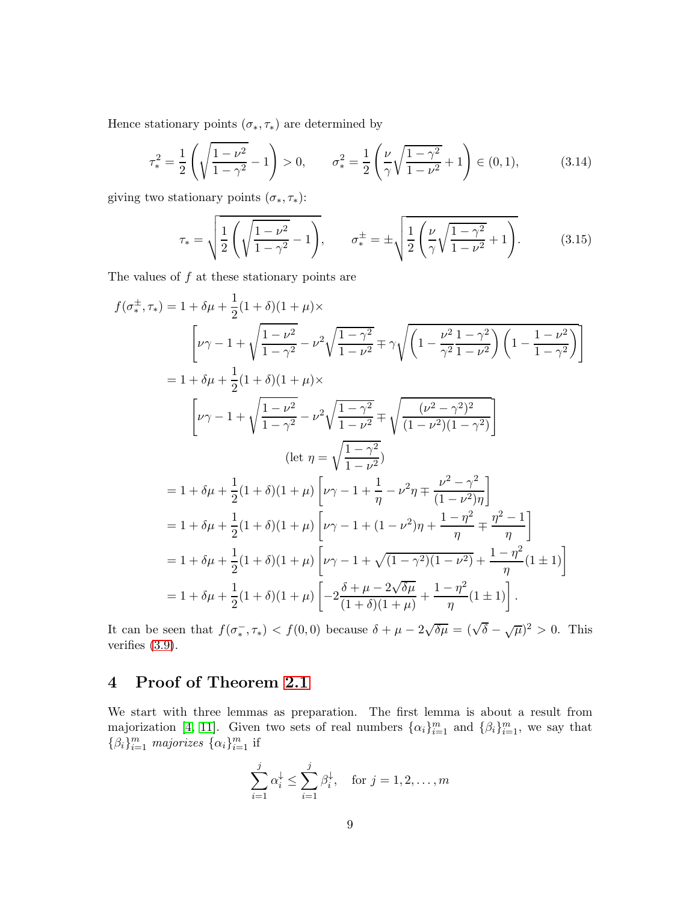Hence stationary points $(\sigma_*, \tau_*)$ are determined by

$$\tau_*^2 = \frac{1}{2}\left(\sqrt{\frac{1-\nu^2}{1-\gamma^2}} - 1\right) > 0, \qquad \sigma_*^2 = \frac{1}{2}\left(\frac{\nu}{\gamma}\sqrt{\frac{1-\gamma^2}{1-\nu^2}} + 1\right) \in (0,1), \tag{3.14}$$

giving two stationary points $(\sigma_*, \tau_*)$:

$$\tau_* = \sqrt{\frac{1}{2}\left(\sqrt{\frac{1-\nu^2}{1-\gamma^2}} - 1\right)}, \qquad \sigma_*^{\pm} = \pm\sqrt{\frac{1}{2}\left(\frac{\nu}{\gamma}\sqrt{\frac{1-\gamma^2}{1-\nu^2}} + 1\right)}. \tag{3.15}$$

The values of $f$ at these stationary points are

$$\begin{aligned}
f(\sigma_*^{\pm}, \tau_*) &= 1 + \delta\mu + \frac{1}{2}(1+\delta)(1+\mu)\times \\
&\qquad \left[\nu\gamma - 1 + \sqrt{\frac{1-\nu^2}{1-\gamma^2}} - \nu^2\sqrt{\frac{1-\gamma^2}{1-\nu^2}} \mp \gamma\sqrt{\left(1 - \frac{\nu^2}{\gamma^2}\frac{1-\gamma^2}{1-\nu^2}\right)\left(1 - \frac{1-\nu^2}{1-\gamma^2}\right)}\right] \\
&= 1 + \delta\mu + \frac{1}{2}(1+\delta)(1+\mu)\times \\
&\qquad \left[\nu\gamma - 1 + \sqrt{\frac{1-\nu^2}{1-\gamma^2}} - \nu^2\sqrt{\frac{1-\gamma^2}{1-\nu^2}} \mp \sqrt{\frac{(\nu^2-\gamma^2)^2}{(1-\nu^2)(1-\gamma^2)}}\right] \\
&\qquad\qquad (\text{let } \eta = \sqrt{\frac{1-\gamma^2}{1-\nu^2}}) \\
&= 1 + \delta\mu + \frac{1}{2}(1+\delta)(1+\mu)\left[\nu\gamma - 1 + \frac{1}{\eta} - \nu^2\eta \mp \frac{\nu^2-\gamma^2}{(1-\nu^2)\eta}\right] \\
&= 1 + \delta\mu + \frac{1}{2}(1+\delta)(1+\mu)\left[\nu\gamma - 1 + (1-\nu^2)\eta + \frac{1-\eta^2}{\eta} \mp \frac{\eta^2-1}{\eta}\right] \\
&= 1 + \delta\mu + \frac{1}{2}(1+\delta)(1+\mu)\left[\nu\gamma - 1 + \sqrt{(1-\gamma^2)(1-\nu^2)} + \frac{1-\eta^2}{\eta}(1\pm 1)\right] \\
&= 1 + \delta\mu + \frac{1}{2}(1+\delta)(1+\mu)\left[-2\frac{\delta+\mu-2\sqrt{\delta\mu}}{(1+\delta)(1+\mu)} + \frac{1-\eta^2}{\eta}(1\pm 1)\right].
\end{aligned}$$

It can be seen that $f(\sigma_*^-, \tau_*) < f(0,0)$ because $\delta + \mu - 2\sqrt{\delta\mu} = (\sqrt{\delta} - \sqrt{\mu})^2 > 0$. This verifies (3.9).

# 4 Proof of Theorem 2.1

We start with three lemmas as preparation. The first lemma is about a result from majorization [4, 11]. Given two sets of real numbers $\{\alpha_i\}_{i=1}^m$ and $\{\beta_i\}_{i=1}^m$, we say that $\{\beta_i\}_{i=1}^m$ *majorizes* $\{\alpha_i\}_{i=1}^m$ if

$$\sum_{i=1}^{j} \alpha_i^{\downarrow} \le \sum_{i=1}^{j} \beta_i^{\downarrow}, \quad \text{for } j = 1, 2, \ldots, m$$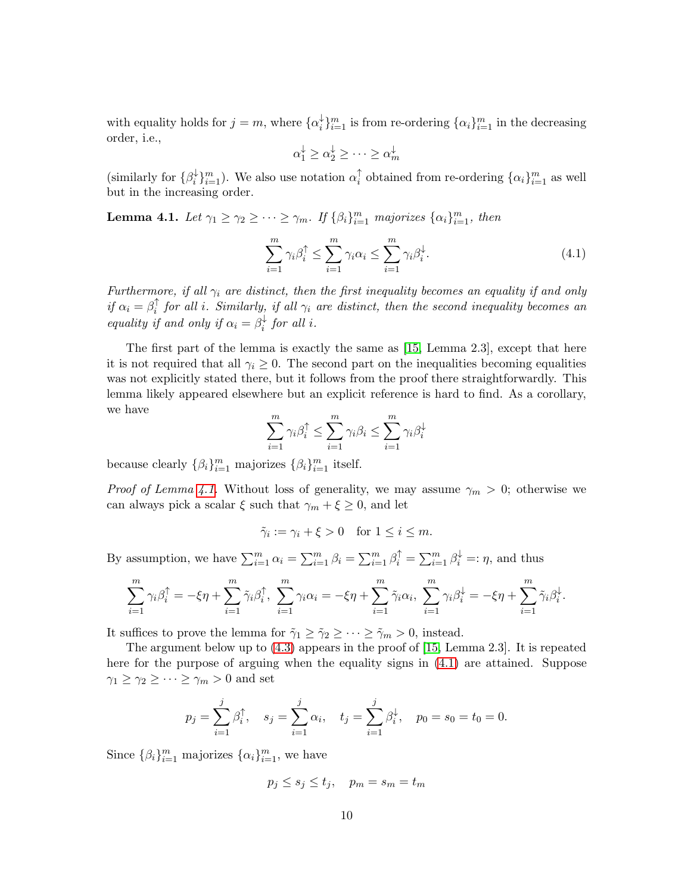with equality holds for $j = m$, where $\{\alpha_i^{\downarrow}\}_{i=1}^m$ is from re-ordering $\{\alpha_i\}_{i=1}^m$ in the decreasing order, i.e.,

$$\alpha_1^{\downarrow} \geq \alpha_2^{\downarrow} \geq \cdots \geq \alpha_m^{\downarrow}$$

(similarly for $\{\beta_i^{\downarrow}\}_{i=1}^m$). We also use notation $\alpha_i^{\uparrow}$ obtained from re-ordering $\{\alpha_i\}_{i=1}^m$ as well but in the increasing order.

**Lemma 4.1.** *Let $\gamma_1 \geq \gamma_2 \geq \cdots \geq \gamma_m$. If $\{\beta_i\}_{i=1}^m$ majorizes $\{\alpha_i\}_{i=1}^m$, then*

$$\sum_{i=1}^m \gamma_i \beta_i^{\uparrow} \leq \sum_{i=1}^m \gamma_i \alpha_i \leq \sum_{i=1}^m \gamma_i \beta_i^{\downarrow}. \tag{4.1}$$

*Furthermore, if all $\gamma_i$ are distinct, then the first inequality becomes an equality if and only if $\alpha_i = \beta_i^{\uparrow}$ for all $i$. Similarly, if all $\gamma_i$ are distinct, then the second inequality becomes an equality if and only if $\alpha_i = \beta_i^{\downarrow}$ for all $i$.*

The first part of the lemma is exactly the same as [15, Lemma 2.3], except that here it is not required that all $\gamma_i \geq 0$. The second part on the inequalities becoming equalities was not explicitly stated there, but it follows from the proof there straightforwardly. This lemma likely appeared elsewhere but an explicit reference is hard to find. As a corollary, we have

$$\sum_{i=1}^m \gamma_i \beta_i^{\uparrow} \leq \sum_{i=1}^m \gamma_i \beta_i \leq \sum_{i=1}^m \gamma_i \beta_i^{\downarrow}$$

because clearly $\{\beta_i\}_{i=1}^m$ majorizes $\{\beta_i\}_{i=1}^m$ itself.

*Proof of Lemma 4.1.* Without loss of generality, we may assume $\gamma_m > 0$; otherwise we can always pick a scalar $\xi$ such that $\gamma_m + \xi \geq 0$, and let

$$\tilde{\gamma}_i := \gamma_i + \xi > 0 \quad \text{for } 1 \leq i \leq m.$$

By assumption, we have $\sum_{i=1}^m \alpha_i = \sum_{i=1}^m \beta_i = \sum_{i=1}^m \beta_i^{\uparrow} = \sum_{i=1}^m \beta_i^{\downarrow} =: \eta$, and thus

$$\sum_{i=1}^m \gamma_i \beta_i^{\uparrow} = -\xi\eta + \sum_{i=1}^m \tilde{\gamma}_i \beta_i^{\uparrow}, \ \sum_{i=1}^m \gamma_i \alpha_i = -\xi\eta + \sum_{i=1}^m \tilde{\gamma}_i \alpha_i, \ \sum_{i=1}^m \gamma_i \beta_i^{\downarrow} = -\xi\eta + \sum_{i=1}^m \tilde{\gamma}_i \beta_i^{\downarrow}.$$

It suffices to prove the lemma for $\tilde{\gamma}_1 \geq \tilde{\gamma}_2 \geq \cdots \geq \tilde{\gamma}_m > 0$, instead.

The argument below up to (4.3) appears in the proof of [15, Lemma 2.3]. It is repeated here for the purpose of arguing when the equality signs in (4.1) are attained. Suppose $\gamma_1 \geq \gamma_2 \geq \cdots \geq \gamma_m > 0$ and set

$$p_j = \sum_{i=1}^j \beta_i^{\uparrow}, \quad s_j = \sum_{i=1}^j \alpha_i, \quad t_j = \sum_{i=1}^j \beta_i^{\downarrow}, \quad p_0 = s_0 = t_0 = 0.$$

Since $\{\beta_i\}_{i=1}^m$ majorizes $\{\alpha_i\}_{i=1}^m$, we have

$$p_j \leq s_j \leq t_j, \quad p_m = s_m = t_m$$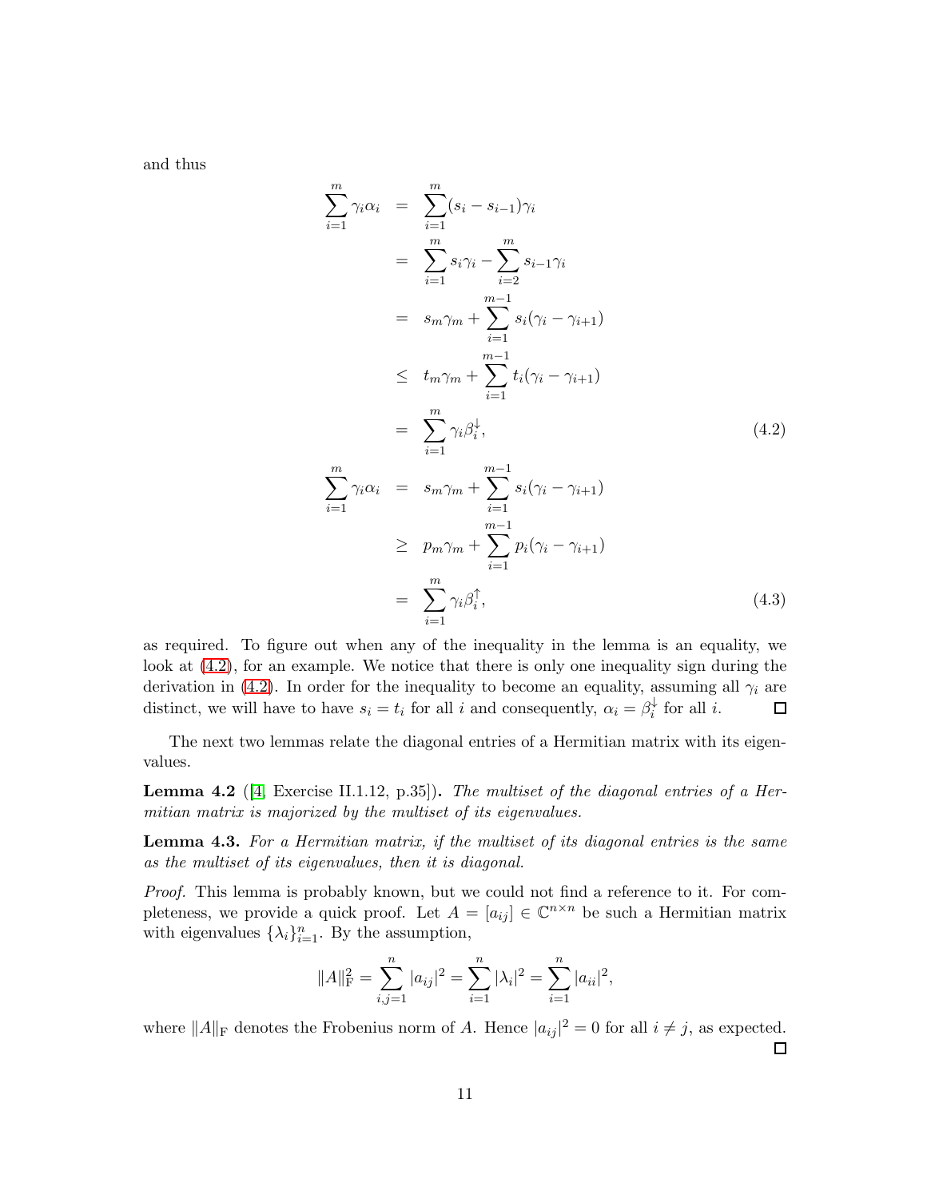and thus

$$
\begin{aligned}
\sum_{i=1}^{m} \gamma_i \alpha_i &= \sum_{i=1}^{m} (s_i - s_{i-1}) \gamma_i \\
&= \sum_{i=1}^{m} s_i \gamma_i - \sum_{i=2}^{m} s_{i-1} \gamma_i \\
&= s_m \gamma_m + \sum_{i=1}^{m-1} s_i (\gamma_i - \gamma_{i+1}) \\
&\leq t_m \gamma_m + \sum_{i=1}^{m-1} t_i (\gamma_i - \gamma_{i+1}) \\
&= \sum_{i=1}^{m} \gamma_i \beta_i^{\downarrow}, \qquad (4.2) \\
\sum_{i=1}^{m} \gamma_i \alpha_i &= s_m \gamma_m + \sum_{i=1}^{m-1} s_i (\gamma_i - \gamma_{i+1}) \\
&\geq p_m \gamma_m + \sum_{i=1}^{m-1} p_i (\gamma_i - \gamma_{i+1}) \\
&= \sum_{i=1}^{m} \gamma_i \beta_i^{\uparrow}, \qquad (4.3)
\end{aligned}
$$

as required. To figure out when any of the inequality in the lemma is an equality, we look at (4.2), for an example. We notice that there is only one inequality sign during the derivation in (4.2). In order for the inequality to become an equality, assuming all $\gamma_i$ are distinct, we will have to have $s_i = t_i$ for all $i$ and consequently, $\alpha_i = \beta_i^{\downarrow}$ for all $i$. □

The next two lemmas relate the diagonal entries of a Hermitian matrix with its eigenvalues.

**Lemma 4.2** ([4, Exercise II.1.12, p.35])**.** *The multiset of the diagonal entries of a Hermitian matrix is majorized by the multiset of its eigenvalues.*

**Lemma 4.3.** *For a Hermitian matrix, if the multiset of its diagonal entries is the same as the multiset of its eigenvalues, then it is diagonal.*

*Proof.* This lemma is probably known, but we could not find a reference to it. For completeness, we provide a quick proof. Let $A = [a_{ij}] \in \mathbb{C}^{n \times n}$ be such a Hermitian matrix with eigenvalues $\{\lambda_i\}_{i=1}^{n}$. By the assumption,

$$
\|A\|_{\mathrm{F}}^2 = \sum_{i,j=1}^{n} |a_{ij}|^2 = \sum_{i=1}^{n} |\lambda_i|^2 = \sum_{i=1}^{n} |a_{ii}|^2,
$$

where $\|A\|_{\mathrm{F}}$ denotes the Frobenius norm of $A$. Hence $|a_{ij}|^2 = 0$ for all $i \neq j$, as expected. □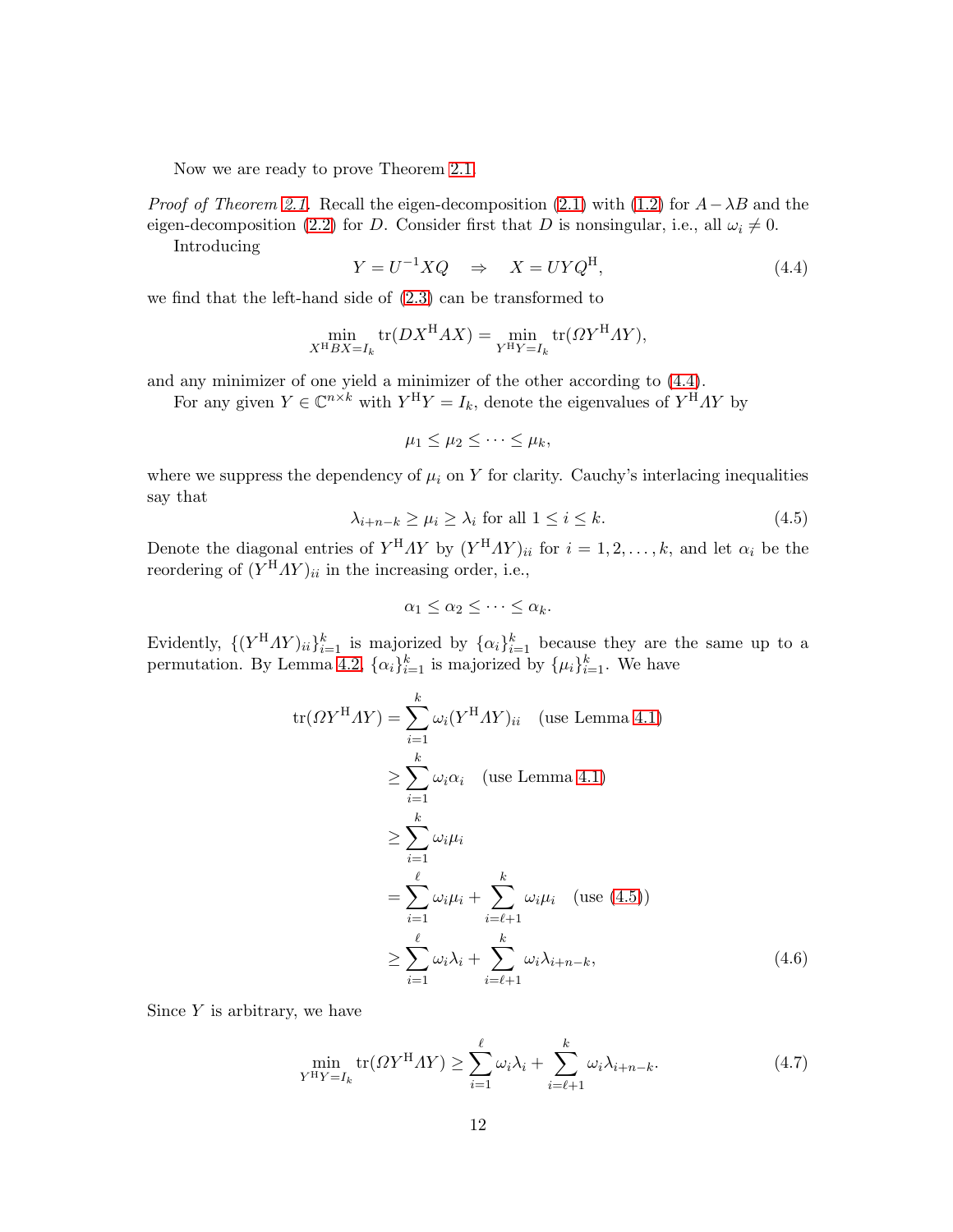Now we are ready to prove Theorem 2.1.

*Proof of Theorem 2.1.* Recall the eigen-decomposition (2.1) with (1.2) for $A - \lambda B$ and the eigen-decomposition (2.2) for $D$. Consider first that $D$ is nonsingular, i.e., all $\omega_i \neq 0$.

Introducing

$$Y = U^{-1}XQ \quad \Rightarrow \quad X = UYQ^{\mathrm{H}}, \tag{4.4}$$

we find that the left-hand side of (2.3) can be transformed to

$$\min_{X^{\mathrm{H}}BX=I_k} \operatorname{tr}(DX^{\mathrm{H}}AX) = \min_{Y^{\mathrm{H}}Y=I_k} \operatorname{tr}(\varOmega Y^{\mathrm{H}}\varLambda Y),$$

and any minimizer of one yield a minimizer of the other according to (4.4).

For any given $Y \in \mathbb{C}^{n\times k}$ with $Y^{\mathrm{H}}Y = I_k$, denote the eigenvalues of $Y^{\mathrm{H}}\varLambda Y$ by

$$\mu_1 \leq \mu_2 \leq \cdots \leq \mu_k,$$

where we suppress the dependency of $\mu_i$ on $Y$ for clarity. Cauchy's interlacing inequalities say that

$$\lambda_{i+n-k} \geq \mu_i \geq \lambda_i \text{ for all } 1 \leq i \leq k. \tag{4.5}$$

Denote the diagonal entries of $Y^{\mathrm{H}}\varLambda Y$ by $(Y^{\mathrm{H}}\varLambda Y)_{ii}$ for $i = 1, 2, \ldots, k$, and let $\alpha_i$ be the reordering of $(Y^{\mathrm{H}}\varLambda Y)_{ii}$ in the increasing order, i.e.,

$$\alpha_1 \leq \alpha_2 \leq \cdots \leq \alpha_k.$$

Evidently, $\{(Y^{\mathrm{H}}\varLambda Y)_{ii}\}_{i=1}^k$ is majorized by $\{\alpha_i\}_{i=1}^k$ because they are the same up to a permutation. By Lemma 4.2, $\{\alpha_i\}_{i=1}^k$ is majorized by $\{\mu_i\}_{i=1}^k$. We have

$$\begin{aligned}
\operatorname{tr}(\varOmega Y^{\mathrm{H}}\varLambda Y) &= \sum_{i=1}^{k} \omega_i (Y^{\mathrm{H}}\varLambda Y)_{ii} \quad \text{(use Lemma 4.1)} \\
&\geq \sum_{i=1}^{k} \omega_i \alpha_i \quad \text{(use Lemma 4.1)} \\
&\geq \sum_{i=1}^{k} \omega_i \mu_i \\
&= \sum_{i=1}^{\ell} \omega_i \mu_i + \sum_{i=\ell+1}^{k} \omega_i \mu_i \quad \text{(use (4.5))} \\
&\geq \sum_{i=1}^{\ell} \omega_i \lambda_i + \sum_{i=\ell+1}^{k} \omega_i \lambda_{i+n-k},
\end{aligned} \tag{4.6}$$

Since $Y$ is arbitrary, we have

$$\min_{Y^{\mathrm{H}}Y=I_k} \operatorname{tr}(\varOmega Y^{\mathrm{H}}\varLambda Y) \geq \sum_{i=1}^{\ell} \omega_i \lambda_i + \sum_{i=\ell+1}^{k} \omega_i \lambda_{i+n-k}. \tag{4.7}$$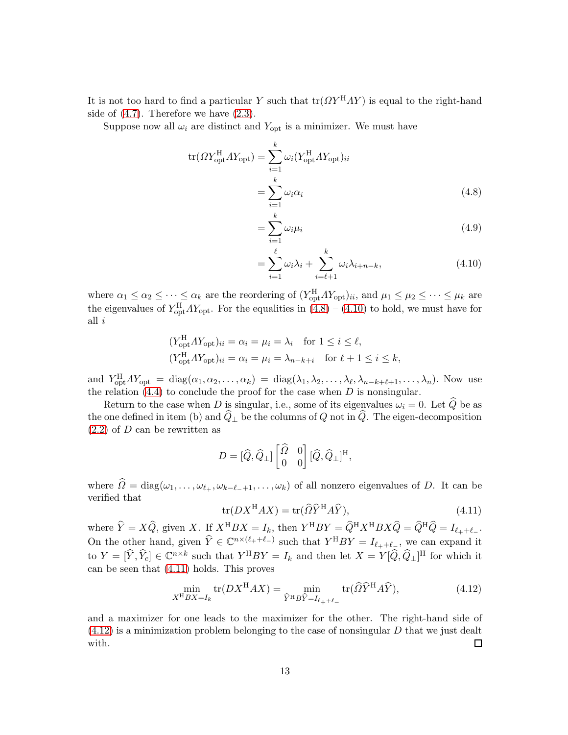It is not too hard to find a particular $Y$ such that $\operatorname{tr}(\Omega Y^{\mathrm{H}} \Lambda Y)$ is equal to the right-hand side of (4.7). Therefore we have (2.3).

Suppose now all $\omega_i$ are distinct and $Y_{\mathrm{opt}}$ is a minimizer. We must have

$$
\begin{aligned}
\operatorname{tr}(\Omega Y_{\mathrm{opt}}^{\mathrm{H}} \Lambda Y_{\mathrm{opt}}) &= \sum_{i=1}^{k} \omega_i (Y_{\mathrm{opt}}^{\mathrm{H}} \Lambda Y_{\mathrm{opt}})_{ii} \\
&= \sum_{i=1}^{k} \omega_i \alpha_i \qquad (4.8) \\
&= \sum_{i=1}^{k} \omega_i \mu_i \qquad (4.9) \\
&= \sum_{i=1}^{\ell} \omega_i \lambda_i + \sum_{i=\ell+1}^{k} \omega_i \lambda_{i+n-k}, \qquad (4.10)
\end{aligned}
$$

where $\alpha_1 \le \alpha_2 \le \cdots \le \alpha_k$ are the reordering of $(Y_{\mathrm{opt}}^{\mathrm{H}} \Lambda Y_{\mathrm{opt}})_{ii}$, and $\mu_1 \le \mu_2 \le \cdots \le \mu_k$ are the eigenvalues of $Y_{\mathrm{opt}}^{\mathrm{H}} \Lambda Y_{\mathrm{opt}}$. For the equalities in (4.8) – (4.10) to hold, we must have for all $i$

$$
\begin{aligned}
(Y_{\mathrm{opt}}^{\mathrm{H}} \Lambda Y_{\mathrm{opt}})_{ii} &= \alpha_i = \mu_i = \lambda_i \quad \text{for } 1 \le i \le \ell, \\
(Y_{\mathrm{opt}}^{\mathrm{H}} \Lambda Y_{\mathrm{opt}})_{ii} &= \alpha_i = \mu_i = \lambda_{n-k+i} \quad \text{for } \ell+1 \le i \le k,
\end{aligned}
$$

and $Y_{\mathrm{opt}}^{\mathrm{H}} \Lambda Y_{\mathrm{opt}} = \operatorname{diag}(\alpha_1, \alpha_2, \ldots, \alpha_k) = \operatorname{diag}(\lambda_1, \lambda_2, \ldots, \lambda_\ell, \lambda_{n-k+\ell+1}, \ldots, \lambda_n)$. Now use the relation (4.4) to conclude the proof for the case when $D$ is nonsingular.

Return to the case when $D$ is singular, i.e., some of its eigenvalues $\omega_i = 0$. Let $\widehat{Q}$ be as the one defined in item (b) and $\widehat{Q}_\perp$ be the columns of $Q$ not in $\widehat{Q}$. The eigen-decomposition (2.2) of $D$ can be rewritten as

$$
D = [\widehat{Q}, \widehat{Q}_\perp] \begin{bmatrix} \widehat{\Omega} & 0 \\ 0 & 0 \end{bmatrix} [\widehat{Q}, \widehat{Q}_\perp]^{\mathrm{H}},
$$

where $\widehat{\Omega} = \operatorname{diag}(\omega_1, \ldots, \omega_{\ell_+}, \omega_{k-\ell_-+1}, \ldots, \omega_k)$ of all nonzero eigenvalues of $D$. It can be verified that

$$
\operatorname{tr}(D X^{\mathrm{H}} A X) = \operatorname{tr}(\widehat{\Omega} \widehat{Y}^{\mathrm{H}} A \widehat{Y}), \qquad (4.11)
$$

where $\widehat{Y} = X\widehat{Q}$, given $X$. If $X^{\mathrm{H}} B X = I_k$, then $Y^{\mathrm{H}} B Y = \widehat{Q}^{\mathrm{H}} X^{\mathrm{H}} B X \widehat{Q} = \widehat{Q}^{\mathrm{H}} \widehat{Q} = I_{\ell_+ + \ell_-}$. On the other hand, given $\widehat{Y} \in \mathbb{C}^{n \times (\ell_+ + \ell_-)}$ such that $Y^{\mathrm{H}} B Y = I_{\ell_+ + \ell_-}$, we can expand it to $Y = [\widehat{Y}, \widehat{Y}_c] \in \mathbb{C}^{n \times k}$ such that $Y^{\mathrm{H}} B Y = I_k$ and then let $X = Y[\widehat{Q}, \widehat{Q}_\perp]^{\mathrm{H}}$ for which it can be seen that (4.11) holds. This proves

$$
\min_{X^{\mathrm{H}} B X = I_k} \operatorname{tr}(D X^{\mathrm{H}} A X) = \min_{\widehat{Y}^{\mathrm{H}} B \widehat{Y} = I_{\ell_+ + \ell_-}} \operatorname{tr}(\widehat{\Omega} \widehat{Y}^{\mathrm{H}} A \widehat{Y}), \qquad (4.12)
$$

and a maximizer for one leads to the maximizer for the other. The right-hand side of (4.12) is a minimization problem belonging to the case of nonsingular $D$ that we just dealt with. $\square$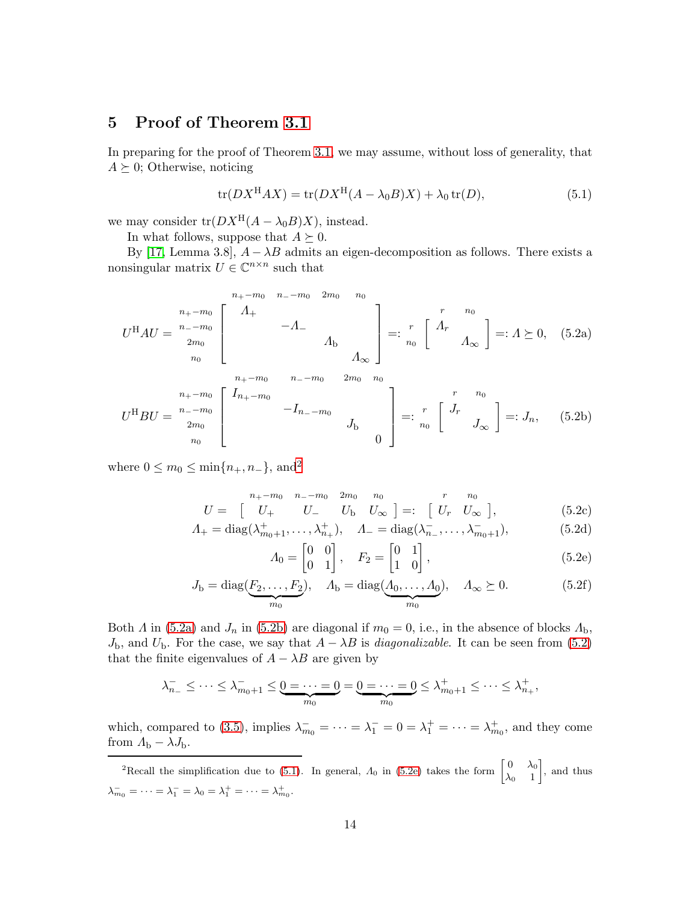## 5 Proof of Theorem 3.1

In preparing for the proof of Theorem 3.1, we may assume, without loss of generality, that $A \succeq 0$; Otherwise, noticing

$$\operatorname{tr}(DX^{\mathrm{H}}AX) = \operatorname{tr}(DX^{\mathrm{H}}(A - \lambda_0 B)X) + \lambda_0 \operatorname{tr}(D), \tag{5.1}$$

we may consider $\operatorname{tr}(DX^{\mathrm{H}}(A - \lambda_0 B)X)$, instead.

In what follows, suppose that $A \succeq 0$.

By [17, Lemma 3.8], $A - \lambda B$ admits an eigen-decomposition as follows. There exists a nonsingular matrix $U \in \mathbb{C}^{n \times n}$ such that

$$U^{\mathrm{H}}AU = \begin{array}{c} \scriptstyle n_+-m_0 \\ \scriptstyle n_--m_0 \\ \scriptstyle 2m_0 \\ \scriptstyle n_0 \end{array} \overset{\begin{array}{cccc} \scriptstyle n_+-m_0 & \scriptstyle n_--m_0 & \scriptstyle 2m_0 & \scriptstyle n_0 \end{array}}{\begin{bmatrix} \Lambda_+ & & & \\ & -\Lambda_- & & \\ & & \Lambda_{\mathrm{b}} & \\ & & & \Lambda_\infty \end{bmatrix}} =: \begin{array}{c} \scriptstyle r \\ \scriptstyle n_0 \end{array} \overset{\begin{array}{cc} \scriptstyle r & \scriptstyle n_0 \end{array}}{\begin{bmatrix} \Lambda_r & \\ & \Lambda_\infty \end{bmatrix}} =: \Lambda \succeq 0, \tag{5.2a}$$

$$U^{\mathrm{H}}BU = \begin{array}{c} \scriptstyle n_+-m_0 \\ \scriptstyle n_--m_0 \\ \scriptstyle 2m_0 \\ \scriptstyle n_0 \end{array} \overset{\begin{array}{cccc} \scriptstyle n_+-m_0 & \scriptstyle n_--m_0 & \scriptstyle 2m_0 & \scriptstyle n_0 \end{array}}{\begin{bmatrix} I_{n_+-m_0} & & & \\ & -I_{n_--m_0} & & \\ & & J_{\mathrm{b}} & \\ & & & 0 \end{bmatrix}} =: \begin{array}{c} \scriptstyle r \\ \scriptstyle n_0 \end{array} \overset{\begin{array}{cc} \scriptstyle r & \scriptstyle n_0 \end{array}}{\begin{bmatrix} J_r & \\ & J_\infty \end{bmatrix}} =: J_n, \tag{5.2b}$$

where $0 \le m_0 \le \min\{n_+, n_-\}$, and[2]

$$U = \overset{\begin{array}{cccc} \scriptstyle n_+-m_0 & \scriptstyle n_--m_0 & \scriptstyle 2m_0 & \scriptstyle n_0 \end{array}}{\begin{bmatrix} U_+ & U_- & U_{\mathrm{b}} & U_\infty \end{bmatrix}} =: \overset{\begin{array}{cc} \scriptstyle r & \scriptstyle n_0 \end{array}}{\begin{bmatrix} U_r & U_\infty \end{bmatrix}}, \tag{5.2c}$$

$$\Lambda_+ = \operatorname{diag}(\lambda_{m_0+1}^+, \dots, \lambda_{n_+}^+), \quad \Lambda_- = \operatorname{diag}(\lambda_{n_-}^-, \dots, \lambda_{m_0+1}^-), \tag{5.2d}$$

$$\Lambda_0 = \begin{bmatrix} 0 & 0 \\ 0 & 1 \end{bmatrix}, \quad F_2 = \begin{bmatrix} 0 & 1 \\ 1 & 0 \end{bmatrix}, \tag{5.2e}$$

$$J_{\mathrm{b}} = \operatorname{diag}(\underbrace{F_2, \dots, F_2}_{m_0}), \quad \Lambda_{\mathrm{b}} = \operatorname{diag}(\underbrace{\Lambda_0, \dots, \Lambda_0}_{m_0}), \quad \Lambda_\infty \succeq 0. \tag{5.2f}$$

Both $\Lambda$ in (5.2a) and $J_n$ in (5.2b) are diagonal if $m_0 = 0$, i.e., in the absence of blocks $\Lambda_{\mathrm{b}}$, $J_{\mathrm{b}}$, and $U_{\mathrm{b}}$. For the case, we say that $A - \lambda B$ is *diagonalizable*. It can be seen from (5.2) that the finite eigenvalues of $A - \lambda B$ are given by

$$\lambda_{n_-}^- \le \cdots \le \lambda_{m_0+1}^- \le \underbrace{0 = \cdots = 0}_{m_0} = \underbrace{0 = \cdots = 0}_{m_0} \le \lambda_{m_0+1}^+ \le \cdots \le \lambda_{n_+}^+,$$

which, compared to (3.5), implies $\lambda_{m_0}^- = \cdots = \lambda_1^- = 0 = \lambda_1^+ = \cdots = \lambda_{m_0}^+$, and they come from $\Lambda_{\mathrm{b}} - \lambda J_{\mathrm{b}}$.

---

[2] Recall the simplification due to (5.1). In general, $\Lambda_0$ in (5.2e) takes the form $\begin{bmatrix} 0 & \lambda_0 \\ \lambda_0 & 1 \end{bmatrix}$, and thus $\lambda_{m_0}^- = \cdots = \lambda_1^- = \lambda_0 = \lambda_1^+ = \cdots = \lambda_{m_0}^+$.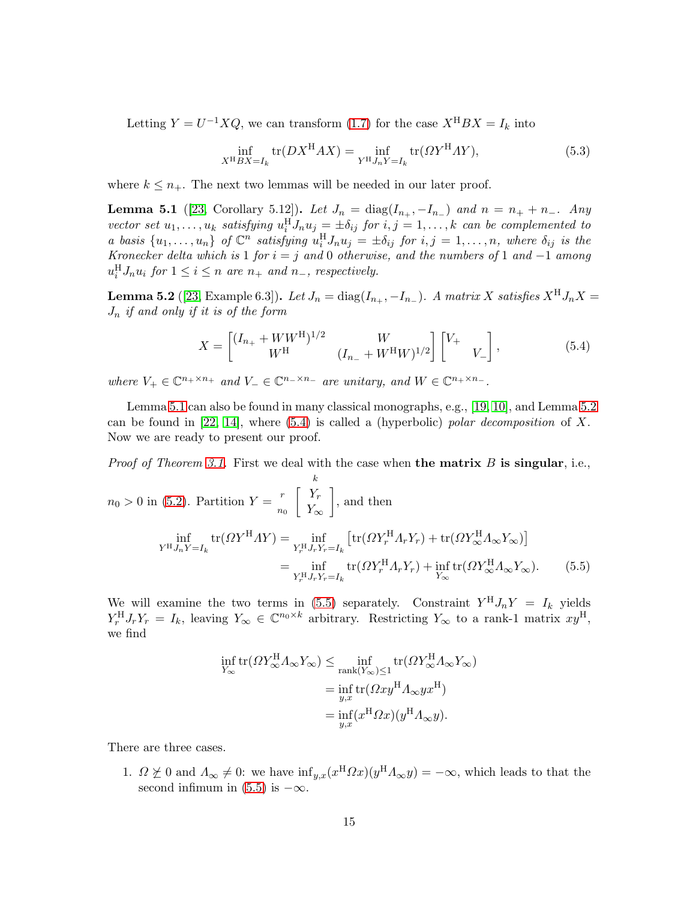Letting $Y = U^{-1}XQ$, we can transform (1.7) for the case $X^{\mathrm{H}}BX = I_k$ into

$$\inf_{X^{\mathrm{H}}BX=I_k} \operatorname{tr}(DX^{\mathrm{H}}AX) = \inf_{Y^{\mathrm{H}}J_nY=I_k} \operatorname{tr}(\varOmega Y^{\mathrm{H}}\varLambda Y), \tag{5.3}$$

where $k \le n_+$. The next two lemmas will be needed in our later proof.

**Lemma 5.1** ([23, Corollary 5.12])**.** *Let $J_n = \operatorname{diag}(I_{n_+}, -I_{n_-})$ and $n = n_+ + n_-$. Any vector set $u_1, \ldots, u_k$ satisfying $u_i^{\mathrm{H}}J_nu_j = \pm\delta_{ij}$ for $i, j = 1, \ldots, k$ can be complemented to a basis $\{u_1, \ldots, u_n\}$ of $\mathbb{C}^n$ satisfying $u_i^{\mathrm{H}}J_nu_j = \pm\delta_{ij}$ for $i, j = 1, \ldots, n$, where $\delta_{ij}$ is the Kronecker delta which is 1 for $i = j$ and 0 otherwise, and the numbers of 1 and $-1$ among $u_i^{\mathrm{H}}J_nu_i$ for $1 \le i \le n$ are $n_+$ and $n_-$, respectively.*

**Lemma 5.2** ([23, Example 6.3])**.** *Let $J_n = \operatorname{diag}(I_{n_+}, -I_{n_-})$. A matrix $X$ satisfies $X^{\mathrm{H}}J_nX = J_n$ if and only if it is of the form*

$$X = \begin{bmatrix} (I_{n_+} + WW^{\mathrm{H}})^{1/2} & W \\ W^{\mathrm{H}} & (I_{n_-} + W^{\mathrm{H}}W)^{1/2} \end{bmatrix} \begin{bmatrix} V_+ & \\ & V_- \end{bmatrix}, \tag{5.4}$$

*where $V_+ \in \mathbb{C}^{n_+\times n_+}$ and $V_- \in \mathbb{C}^{n_-\times n_-}$ are unitary, and $W \in \mathbb{C}^{n_+\times n_-}$.*

Lemma 5.1 can also be found in many classical monographs, e.g., [19, 10], and Lemma 5.2 can be found in [22, 14], where (5.4) is called a (hyperbolic) *polar decomposition* of $X$. Now we are ready to present our proof.

*Proof of Theorem 3.1.* First we deal with the case when **the matrix $B$ is singular**, i.e., $n_0 > 0$ in (5.2). Partition $Y = \begin{matrix} & k \\ r & \\ n_0 & \end{matrix}\!\!\begin{bmatrix} Y_r \\ Y_\infty \end{bmatrix}$, and then

$$\begin{aligned}
\inf_{Y^{\mathrm{H}}J_nY=I_k} \operatorname{tr}(\varOmega Y^{\mathrm{H}}\varLambda Y) &= \inf_{Y_r^{\mathrm{H}}J_rY_r=I_k} \left[\operatorname{tr}(\varOmega Y_r^{\mathrm{H}}\varLambda_r Y_r) + \operatorname{tr}(\varOmega Y_\infty^{\mathrm{H}}\varLambda_\infty Y_\infty)\right] \\
&= \inf_{Y_r^{\mathrm{H}}J_rY_r=I_k} \operatorname{tr}(\varOmega Y_r^{\mathrm{H}}\varLambda_r Y_r) + \inf_{Y_\infty} \operatorname{tr}(\varOmega Y_\infty^{\mathrm{H}}\varLambda_\infty Y_\infty).
\end{aligned} \tag{5.5}$$

We will examine the two terms in (5.5) separately. Constraint $Y^{\mathrm{H}}J_nY = I_k$ yields $Y_r^{\mathrm{H}}J_rY_r = I_k$, leaving $Y_\infty \in \mathbb{C}^{n_0\times k}$ arbitrary. Restricting $Y_\infty$ to a rank-1 matrix $xy^{\mathrm{H}}$, we find

$$\begin{aligned}
\inf_{Y_\infty} \operatorname{tr}(\varOmega Y_\infty^{\mathrm{H}}\varLambda_\infty Y_\infty) &\le \inf_{\operatorname{rank}(Y_\infty)\le 1} \operatorname{tr}(\varOmega Y_\infty^{\mathrm{H}}\varLambda_\infty Y_\infty) \\
&= \inf_{y,x} \operatorname{tr}(\varOmega xy^{\mathrm{H}}\varLambda_\infty yx^{\mathrm{H}}) \\
&= \inf_{y,x} (x^{\mathrm{H}}\varOmega x)(y^{\mathrm{H}}\varLambda_\infty y).
\end{aligned}$$

There are three cases.

1. $\varOmega \not\succeq 0$ and $\varLambda_\infty \ne 0$: we have $\inf_{y,x}(x^{\mathrm{H}}\varOmega x)(y^{\mathrm{H}}\varLambda_\infty y) = -\infty$, which leads to that the second infimum in (5.5) is $-\infty$.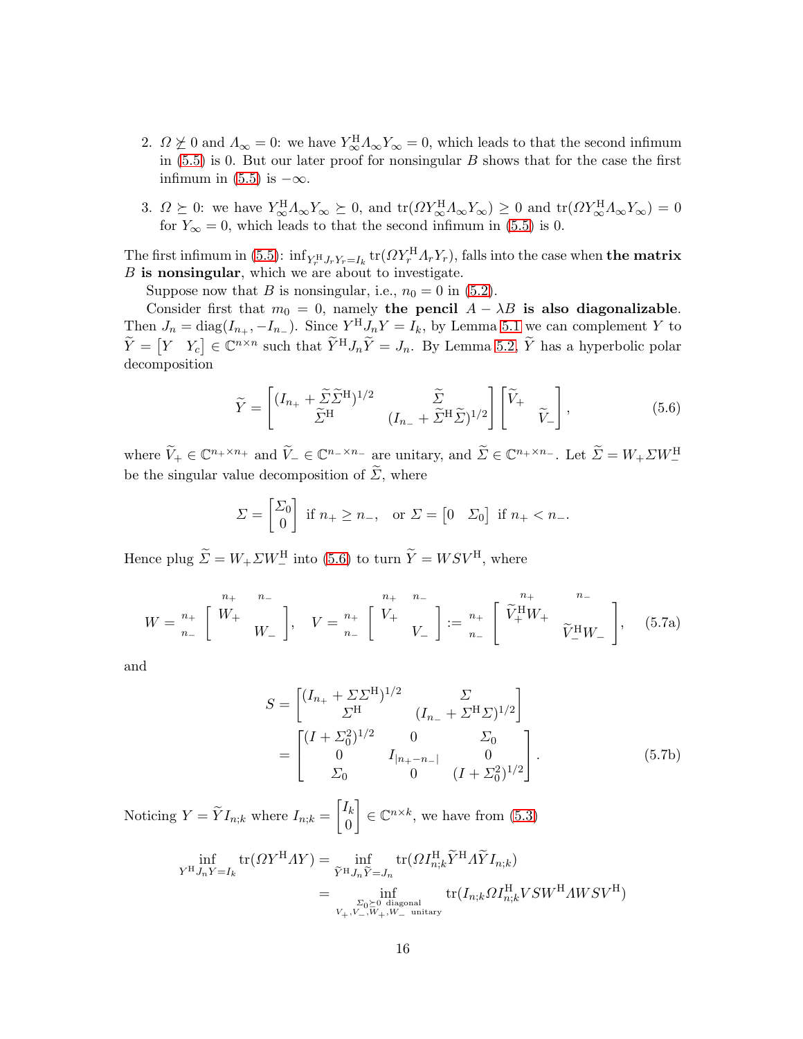2. $\Omega \not\succeq 0$ and $\Lambda_\infty = 0$: we have $Y_\infty^{\mathrm{H}} \Lambda_\infty Y_\infty = 0$, which leads to that the second infimum in (5.5) is 0. But our later proof for nonsingular $B$ shows that for the case the first infimum in (5.5) is $-\infty$.

3. $\Omega \succeq 0$: we have $Y_\infty^{\mathrm{H}} \Lambda_\infty Y_\infty \succeq 0$, and $\operatorname{tr}(\Omega Y_\infty^{\mathrm{H}} \Lambda_\infty Y_\infty) \geq 0$ and $\operatorname{tr}(\Omega Y_\infty^{\mathrm{H}} \Lambda_\infty Y_\infty) = 0$ for $Y_\infty = 0$, which leads to that the second infimum in (5.5) is 0.

The first infimum in (5.5): $\inf_{Y_r^{\mathrm{H}} J_r Y_r = I_k} \operatorname{tr}(\Omega Y_r^{\mathrm{H}} \Lambda_r Y_r)$, falls into the case when **the matrix** $B$ **is nonsingular**, which we are about to investigate.

Suppose now that $B$ is nonsingular, i.e., $n_0 = 0$ in (5.2).

Consider first that $m_0 = 0$, namely **the pencil** $A - \lambda B$ **is also diagonalizable**. Then $J_n = \operatorname{diag}(I_{n_+}, -I_{n_-})$. Since $Y^{\mathrm{H}} J_n Y = I_k$, by Lemma 5.1 we can complement $Y$ to $\widetilde{Y} = \begin{bmatrix} Y & Y_c \end{bmatrix} \in \mathbb{C}^{n \times n}$ such that $\widetilde{Y}^{\mathrm{H}} J_n \widetilde{Y} = J_n$. By Lemma 5.2, $\widetilde{Y}$ has a hyperbolic polar decomposition

$$
\widetilde{Y} = \begin{bmatrix} (I_{n_+} + \widetilde{\Sigma}\widetilde{\Sigma}^{\mathrm{H}})^{1/2} & \widetilde{\Sigma} \\ \widetilde{\Sigma}^{\mathrm{H}} & (I_{n_-} + \widetilde{\Sigma}^{\mathrm{H}}\widetilde{\Sigma})^{1/2} \end{bmatrix} \begin{bmatrix} \widetilde{V}_+ & \\ & \widetilde{V}_- \end{bmatrix}, \tag{5.6}
$$

where $\widetilde{V}_+ \in \mathbb{C}^{n_+ \times n_+}$ and $\widetilde{V}_- \in \mathbb{C}^{n_- \times n_-}$ are unitary, and $\widetilde{\Sigma} \in \mathbb{C}^{n_+ \times n_-}$. Let $\widetilde{\Sigma} = W_+ \Sigma W_-^{\mathrm{H}}$ be the singular value decomposition of $\widetilde{\Sigma}$, where

$$
\Sigma = \begin{bmatrix} \Sigma_0 \\ 0 \end{bmatrix} \text{ if } n_+ \geq n_-, \quad \text{or } \Sigma = \begin{bmatrix} 0 & \Sigma_0 \end{bmatrix} \text{ if } n_+ < n_-.
$$

Hence plug $\widetilde{\Sigma} = W_+ \Sigma W_-^{\mathrm{H}}$ into (5.6) to turn $\widetilde{Y} = W S V^{\mathrm{H}}$, where

$$
W = \begin{array}{c} \\ n_+ \\ n_- \end{array} \!\!\begin{array}{c} \begin{array}{cc} n_+ & n_- \end{array} \\ \begin{bmatrix} W_+ & \\ & W_- \end{bmatrix} \end{array}, \quad V = \begin{array}{c} \\ n_+ \\ n_- \end{array} \!\!\begin{array}{c} \begin{array}{cc} n_+ & n_- \end{array} \\ \begin{bmatrix} V_+ & \\ & V_- \end{bmatrix} \end{array} := \begin{array}{c} \\ n_+ \\ n_- \end{array} \!\!\begin{array}{c} \begin{array}{cc} n_+ & n_- \end{array} \\ \begin{bmatrix} \widetilde{V}_+^{\mathrm{H}} W_+ & \\ & \widetilde{V}_-^{\mathrm{H}} W_- \end{bmatrix} \end{array}, \tag{5.7a}
$$

and

$$
\begin{aligned}
S &= \begin{bmatrix} (I_{n_+} + \Sigma\Sigma^{\mathrm{H}})^{1/2} & \Sigma \\ \Sigma^{\mathrm{H}} & (I_{n_-} + \Sigma^{\mathrm{H}}\Sigma)^{1/2} \end{bmatrix} \\
&= \begin{bmatrix} (I + \Sigma_0^2)^{1/2} & 0 & \Sigma_0 \\ 0 & I_{|n_+ - n_-|} & 0 \\ \Sigma_0 & 0 & (I + \Sigma_0^2)^{1/2} \end{bmatrix}.
\end{aligned} \tag{5.7b}
$$

Noticing $Y = \widetilde{Y} I_{n;k}$ where $I_{n;k} = \begin{bmatrix} I_k \\ 0 \end{bmatrix} \in \mathbb{C}^{n \times k}$, we have from (5.3)

$$
\begin{aligned}
\inf_{Y^{\mathrm{H}} J_n Y = I_k} \operatorname{tr}(\Omega Y^{\mathrm{H}} \Lambda Y) &= \inf_{\widetilde{Y}^{\mathrm{H}} J_n \widetilde{Y} = J_n} \operatorname{tr}(\Omega I_{n;k}^{\mathrm{H}} \widetilde{Y}^{\mathrm{H}} \Lambda \widetilde{Y} I_{n;k}) \\
&= \inf_{\substack{\Sigma_0 \succeq 0 \text{ diagonal} \\ V_+, V_-, W_+, W_- \text{ unitary}}} \operatorname{tr}(I_{n;k} \Omega I_{n;k}^{\mathrm{H}} V S W^{\mathrm{H}} \Lambda W S V^{\mathrm{H}})
\end{aligned}
$$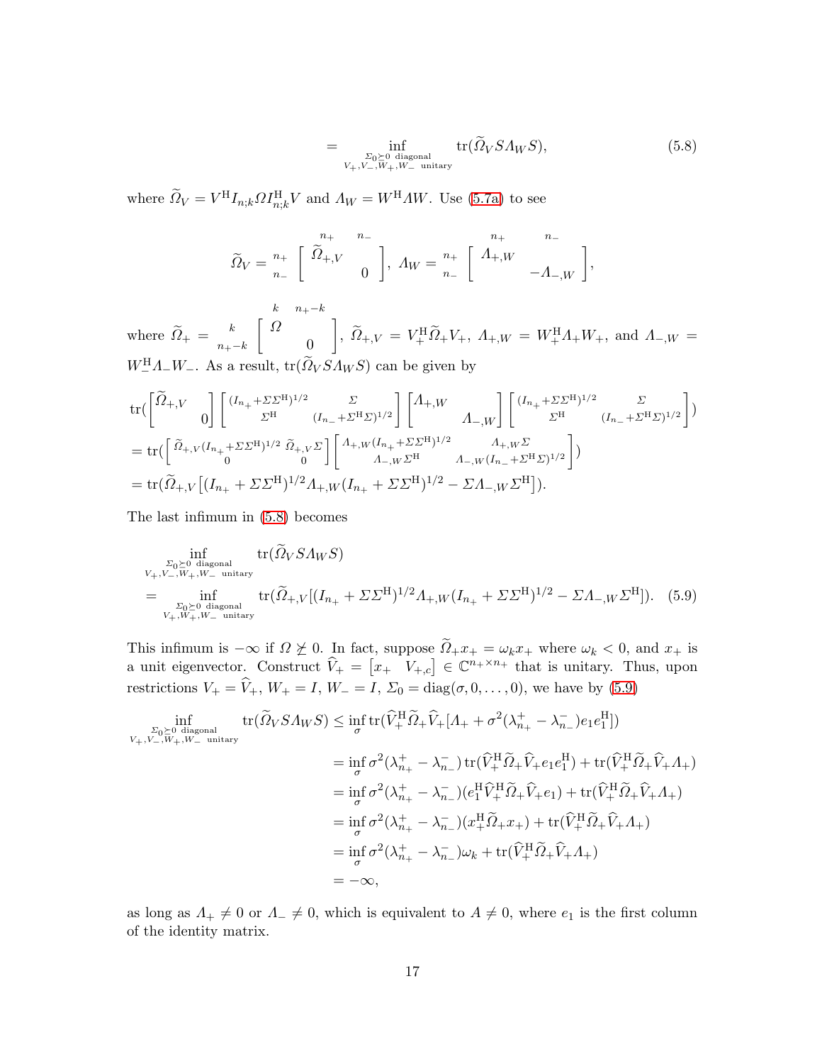$$
= \inf_{\substack{\Sigma_0 \succeq 0 \text{ diagonal} \\ V_+, V_-, W_+, W_- \text{ unitary}}} \operatorname{tr}(\widetilde{\Omega}_V S \Lambda_W S), \tag{5.8}
$$

where $\widetilde{\Omega}_V = V^{\mathrm{H}} I_{n;k} \Omega I_{n;k}^{\mathrm{H}} V$ and $\Lambda_W = W^{\mathrm{H}} \Lambda W$. Use (5.7a) to see

$$
\widetilde{\Omega}_V = \begin{array}{c} \\ {\scriptstyle n_+} \\ {\scriptstyle n_-} \end{array} \!\!\! \begin{array}{c} \begin{array}{cc} {\scriptstyle n_+} & {\scriptstyle n_-} \end{array} \\ \begin{bmatrix} \widetilde{\Omega}_{+,V} & \\ & 0 \end{bmatrix} \end{array}, \quad \Lambda_W = \begin{array}{c} \\ {\scriptstyle n_+} \\ {\scriptstyle n_-} \end{array} \!\!\! \begin{array}{c} \begin{array}{cc} {\scriptstyle n_+} & {\scriptstyle n_-} \end{array} \\ \begin{bmatrix} \Lambda_{+,W} & \\ & -\Lambda_{-,W} \end{bmatrix} \end{array},
$$

where $\widetilde{\Omega}_+ = \begin{array}{c} \\ {\scriptstyle k} \\ {\scriptstyle n_+-k} \end{array} \!\!\! \begin{array}{c} \begin{array}{cc} {\scriptstyle k} & {\scriptstyle n_+-k} \end{array} \\ \begin{bmatrix} \Omega & \\ & 0 \end{bmatrix} \end{array}$, $\widetilde{\Omega}_{+,V} = V_+^{\mathrm{H}} \widetilde{\Omega}_+ V_+$, $\Lambda_{+,W} = W_+^{\mathrm{H}} \Lambda_+ W_+$, and $\Lambda_{-,W} = W_-^{\mathrm{H}} \Lambda_- W_-$. As a result, $\operatorname{tr}(\widetilde{\Omega}_V S \Lambda_W S)$ can be given by

$$
\begin{aligned}
&\operatorname{tr}\Big(\begin{bmatrix} \widetilde{\Omega}_{+,V} & \\ & 0 \end{bmatrix} \begin{bmatrix} (I_{n_+} + \Sigma\Sigma^{\mathrm{H}})^{1/2} & \Sigma \\ \Sigma^{\mathrm{H}} & (I_{n_-} + \Sigma^{\mathrm{H}}\Sigma)^{1/2} \end{bmatrix} \begin{bmatrix} \Lambda_{+,W} & \\ & \Lambda_{-,W} \end{bmatrix} \begin{bmatrix} (I_{n_+} + \Sigma\Sigma^{\mathrm{H}})^{1/2} & \Sigma \\ \Sigma^{\mathrm{H}} & (I_{n_-} + \Sigma^{\mathrm{H}}\Sigma)^{1/2} \end{bmatrix}\Big) \\
&= \operatorname{tr}\Big(\begin{bmatrix} \widetilde{\Omega}_{+,V}(I_{n_+} + \Sigma\Sigma^{\mathrm{H}})^{1/2} & \widetilde{\Omega}_{+,V}\Sigma \\ 0 & 0 \end{bmatrix} \begin{bmatrix} \Lambda_{+,W}(I_{n_+} + \Sigma\Sigma^{\mathrm{H}})^{1/2} & \Lambda_{+,W}\Sigma \\ \Lambda_{-,W}\Sigma^{\mathrm{H}} & \Lambda_{-,W}(I_{n_-} + \Sigma^{\mathrm{H}}\Sigma)^{1/2} \end{bmatrix}\Big) \\
&= \operatorname{tr}\big(\widetilde{\Omega}_{+,V}\big[(I_{n_+} + \Sigma\Sigma^{\mathrm{H}})^{1/2} \Lambda_{+,W} (I_{n_+} + \Sigma\Sigma^{\mathrm{H}})^{1/2} - \Sigma \Lambda_{-,W} \Sigma^{\mathrm{H}}\big]\big).
\end{aligned}
$$

The last infimum in (5.8) becomes

$$
\begin{aligned}
&\inf_{\substack{\Sigma_0 \succeq 0 \text{ diagonal} \\ V_+, V_-, W_+, W_- \text{ unitary}}} \operatorname{tr}(\widetilde{\Omega}_V S \Lambda_W S) \\
&= \inf_{\substack{\Sigma_0 \succeq 0 \text{ diagonal} \\ V_+, W_+, W_- \text{ unitary}}} \operatorname{tr}(\widetilde{\Omega}_{+,V}[(I_{n_+} + \Sigma\Sigma^{\mathrm{H}})^{1/2} \Lambda_{+,W} (I_{n_+} + \Sigma\Sigma^{\mathrm{H}})^{1/2} - \Sigma \Lambda_{-,W} \Sigma^{\mathrm{H}}]).
\end{aligned} \tag{5.9}
$$

This infimum is $-\infty$ if $\Omega \not\succeq 0$. In fact, suppose $\widetilde{\Omega}_+ x_+ = \omega_k x_+$ where $\omega_k < 0$, and $x_+$ is a unit eigenvector. Construct $\widehat{V}_+ = \begin{bmatrix} x_+ & V_{+,c} \end{bmatrix} \in \mathbb{C}^{n_+ \times n_+}$ that is unitary. Thus, upon restrictions $V_+ = \widehat{V}_+$, $W_+ = I$, $W_- = I$, $\Sigma_0 = \operatorname{diag}(\sigma, 0, \dots, 0)$, we have by (5.9)

$$
\begin{aligned}
\inf_{\substack{\Sigma_0 \succeq 0 \text{ diagonal} \\ V_+, V_-, W_+, W_- \text{ unitary}}} \operatorname{tr}(\widetilde{\Omega}_V S \Lambda_W S) &\le \inf_\sigma \operatorname{tr}(\widehat{V}_+^{\mathrm{H}} \widetilde{\Omega}_+ \widehat{V}_+ [\Lambda_+ + \sigma^2(\lambda_{n_+}^+ - \lambda_{n_-}^-) e_1 e_1^{\mathrm{H}}]) \\
&= \inf_\sigma \sigma^2(\lambda_{n_+}^+ - \lambda_{n_-}^-) \operatorname{tr}(\widehat{V}_+^{\mathrm{H}} \widetilde{\Omega}_+ \widehat{V}_+ e_1 e_1^{\mathrm{H}}) + \operatorname{tr}(\widehat{V}_+^{\mathrm{H}} \widetilde{\Omega}_+ \widehat{V}_+ \Lambda_+) \\
&= \inf_\sigma \sigma^2(\lambda_{n_+}^+ - \lambda_{n_-}^-)(e_1^{\mathrm{H}} \widehat{V}_+^{\mathrm{H}} \widetilde{\Omega}_+ \widehat{V}_+ e_1) + \operatorname{tr}(\widehat{V}_+^{\mathrm{H}} \widetilde{\Omega}_+ \widehat{V}_+ \Lambda_+) \\
&= \inf_\sigma \sigma^2(\lambda_{n_+}^+ - \lambda_{n_-}^-)(x_+^{\mathrm{H}} \widetilde{\Omega}_+ x_+) + \operatorname{tr}(\widehat{V}_+^{\mathrm{H}} \widetilde{\Omega}_+ \widehat{V}_+ \Lambda_+) \\
&= \inf_\sigma \sigma^2(\lambda_{n_+}^+ - \lambda_{n_-}^-)\omega_k + \operatorname{tr}(\widehat{V}_+^{\mathrm{H}} \widetilde{\Omega}_+ \widehat{V}_+ \Lambda_+) \\
&= -\infty,
\end{aligned}
$$

as long as $\Lambda_+ \neq 0$ or $\Lambda_- \neq 0$, which is equivalent to $A \neq 0$, where $e_1$ is the first column of the identity matrix.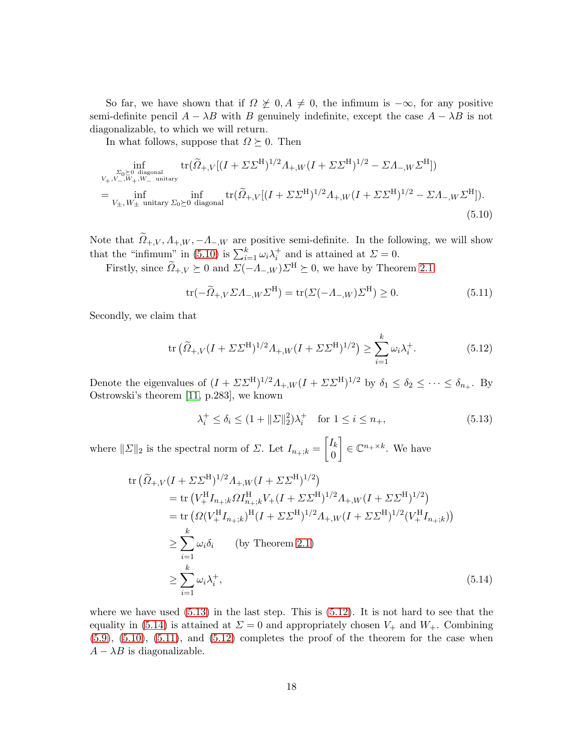So far, we have shown that if $\Omega \not\succeq 0, A \neq 0$, the infimum is $-\infty$, for any positive semi-definite pencil $A - \lambda B$ with $B$ genuinely indefinite, except the case $A - \lambda B$ is not diagonalizable, to which we will return.

In what follows, suppose that $\Omega \succeq 0$. Then

$$
\begin{aligned}
&\inf_{\substack{\Sigma_0 \succeq 0 \text{ diagonal} \\ V_+, V_-, W_+, W_- \text{ unitary}}} \operatorname{tr}(\widetilde{\Omega}_{+,V}[(I + \Sigma\Sigma^{\mathrm{H}})^{1/2} \Lambda_{+,W} (I + \Sigma\Sigma^{\mathrm{H}})^{1/2} - \Sigma \Lambda_{-,W} \Sigma^{\mathrm{H}}]) \\
&= \inf_{V_\pm, W_\pm \text{ unitary}} \inf_{\Sigma_0 \succeq 0 \text{ diagonal}} \operatorname{tr}(\widetilde{\Omega}_{+,V}[(I + \Sigma\Sigma^{\mathrm{H}})^{1/2} \Lambda_{+,W} (I + \Sigma\Sigma^{\mathrm{H}})^{1/2} - \Sigma \Lambda_{-,W} \Sigma^{\mathrm{H}}]).
\end{aligned}
\tag{5.10}
$$

Note that $\widetilde{\Omega}_{+,V}, \Lambda_{+,W}, -\Lambda_{-,W}$ are positive semi-definite. In the following, we will show that the "infimum" in (5.10) is $\sum_{i=1}^k \omega_i \lambda_i^+$ and is attained at $\Sigma = 0$.

Firstly, since $\widetilde{\Omega}_{+,V} \succeq 0$ and $\Sigma(-\Lambda_{-,W})\Sigma^{\mathrm{H}} \succeq 0$, we have by Theorem 2.1

$$
\operatorname{tr}(-\widetilde{\Omega}_{+,V} \Sigma \Lambda_{-,W} \Sigma^{\mathrm{H}}) = \operatorname{tr}(\Sigma(-\Lambda_{-,W})\Sigma^{\mathrm{H}}) \geq 0. \tag{5.11}
$$

Secondly, we claim that

$$
\operatorname{tr}\left(\widetilde{\Omega}_{+,V} (I + \Sigma\Sigma^{\mathrm{H}})^{1/2} \Lambda_{+,W} (I + \Sigma\Sigma^{\mathrm{H}})^{1/2}\right) \geq \sum_{i=1}^k \omega_i \lambda_i^+. \tag{5.12}
$$

Denote the eigenvalues of $(I + \Sigma\Sigma^{\mathrm{H}})^{1/2} \Lambda_{+,W} (I + \Sigma\Sigma^{\mathrm{H}})^{1/2}$ by $\delta_1 \leq \delta_2 \leq \cdots \leq \delta_{n_+}$. By Ostrowski's theorem [11, p.283], we known

$$
\lambda_i^+ \leq \delta_i \leq (1 + \|\Sigma\|_2^2)\lambda_i^+ \quad \text{for } 1 \leq i \leq n_+, \tag{5.13}
$$

where $\|\Sigma\|_2$ is the spectral norm of $\Sigma$. Let $I_{n_+;k} = \begin{bmatrix} I_k \\ 0 \end{bmatrix} \in \mathbb{C}^{n_+ \times k}$. We have

$$
\begin{aligned}
\operatorname{tr}&\left(\widetilde{\Omega}_{+,V} (I + \Sigma\Sigma^{\mathrm{H}})^{1/2} \Lambda_{+,W} (I + \Sigma\Sigma^{\mathrm{H}})^{1/2}\right) \\
&= \operatorname{tr}\left(V_+^{\mathrm{H}} I_{n_+;k} \Omega I_{n_+;k}^{\mathrm{H}} V_+ (I + \Sigma\Sigma^{\mathrm{H}})^{1/2} \Lambda_{+,W} (I + \Sigma\Sigma^{\mathrm{H}})^{1/2}\right) \\
&= \operatorname{tr}\left(\Omega (V_+^{\mathrm{H}} I_{n_+;k})^{\mathrm{H}} (I + \Sigma\Sigma^{\mathrm{H}})^{1/2} \Lambda_{+,W} (I + \Sigma\Sigma^{\mathrm{H}})^{1/2} (V_+^{\mathrm{H}} I_{n_+;k})\right) \\
&\geq \sum_{i=1}^k \omega_i \delta_i \qquad \text{(by Theorem 2.1)} \\
&\geq \sum_{i=1}^k \omega_i \lambda_i^+,
\end{aligned}
\tag{5.14}
$$

where we have used (5.13) in the last step. This is (5.12). It is not hard to see that the equality in (5.14) is attained at $\Sigma = 0$ and appropriately chosen $V_+$ and $W_+$. Combining (5.9), (5.10), (5.11), and (5.12) completes the proof of the theorem for the case when $A - \lambda B$ is diagonalizable.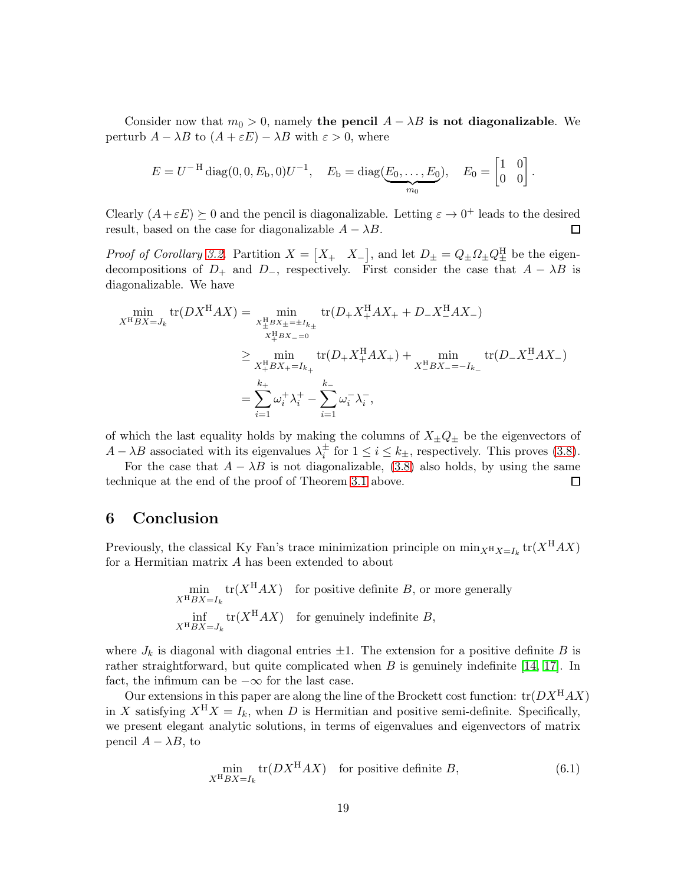Consider now that $m_0 > 0$, namely **the pencil $A - \lambda B$ is not diagonalizable**. We perturb $A - \lambda B$ to $(A + \varepsilon E) - \lambda B$ with $\varepsilon > 0$, where

$$
E = U^{-\mathrm{H}} \operatorname{diag}(0, 0, E_{\mathrm{b}}, 0) U^{-1}, \quad E_{\mathrm{b}} = \operatorname{diag}(\underbrace{E_0, \dots, E_0}_{m_0}), \quad E_0 = \begin{bmatrix} 1 & 0 \\ 0 & 0 \end{bmatrix}.
$$

Clearly $(A + \varepsilon E) \succeq 0$ and the pencil is diagonalizable. Letting $\varepsilon \to 0^+$ leads to the desired result, based on the case for diagonalizable $A - \lambda B$. $\square$

*Proof of Corollary 3.2.* Partition $X = \begin{bmatrix} X_+ & X_- \end{bmatrix}$, and let $D_\pm = Q_\pm \Omega_\pm Q_\pm^{\mathrm{H}}$ be the eigendecompositions of $D_+$ and $D_-$, respectively. First consider the case that $A - \lambda B$ is diagonalizable. We have

$$
\begin{aligned}
\min_{X^{\mathrm{H}} B X = J_k} \operatorname{tr}(D X^{\mathrm{H}} A X) &= \min_{\substack{X_\pm^{\mathrm{H}} B X_\pm = \pm I_{k_\pm} \\ X_+^{\mathrm{H}} B X_- = 0}} \operatorname{tr}(D_+ X_+^{\mathrm{H}} A X_+ + D_- X_-^{\mathrm{H}} A X_-) \\
&\geq \min_{X_+^{\mathrm{H}} B X_+ = I_{k_+}} \operatorname{tr}(D_+ X_+^{\mathrm{H}} A X_+) + \min_{X_-^{\mathrm{H}} B X_- = -I_{k_-}} \operatorname{tr}(D_- X_-^{\mathrm{H}} A X_-) \\
&= \sum_{i=1}^{k_+} \omega_i^+ \lambda_i^+ - \sum_{i=1}^{k_-} \omega_i^- \lambda_i^-,
\end{aligned}
$$

of which the last equality holds by making the columns of $X_\pm Q_\pm$ be the eigenvectors of $A - \lambda B$ associated with its eigenvalues $\lambda_i^\pm$ for $1 \le i \le k_\pm$, respectively. This proves (3.8).

For the case that $A - \lambda B$ is not diagonalizable, (3.8) also holds, by using the same technique at the end of the proof of Theorem 3.1 above. $\square$

# 6 Conclusion

Previously, the classical Ky Fan's trace minimization principle on $\min_{X^{\mathrm{H}} X = I_k} \operatorname{tr}(X^{\mathrm{H}} A X)$ for a Hermitian matrix $A$ has been extended to about

$$
\begin{aligned}
&\min_{X^{\mathrm{H}} B X = I_k} \operatorname{tr}(X^{\mathrm{H}} A X) \quad \text{for positive definite } B \text{, or more generally} \\
&\inf_{X^{\mathrm{H}} B X = J_k} \operatorname{tr}(X^{\mathrm{H}} A X) \quad \text{for genuinely indefinite } B,
\end{aligned}
$$

where $J_k$ is diagonal with diagonal entries $\pm 1$. The extension for a positive definite $B$ is rather straightforward, but quite complicated when $B$ is genuinely indefinite [14, 17]. In fact, the infimum can be $-\infty$ for the last case.

Our extensions in this paper are along the line of the Brockett cost function: $\operatorname{tr}(D X^{\mathrm{H}} A X)$ in $X$ satisfying $X^{\mathrm{H}} X = I_k$, when $D$ is Hermitian and positive semi-definite. Specifically, we present elegant analytic solutions, in terms of eigenvalues and eigenvectors of matrix pencil $A - \lambda B$, to

$$
\min_{X^{\mathrm{H}} B X = I_k} \operatorname{tr}(D X^{\mathrm{H}} A X) \quad \text{for positive definite } B, \tag{6.1}
$$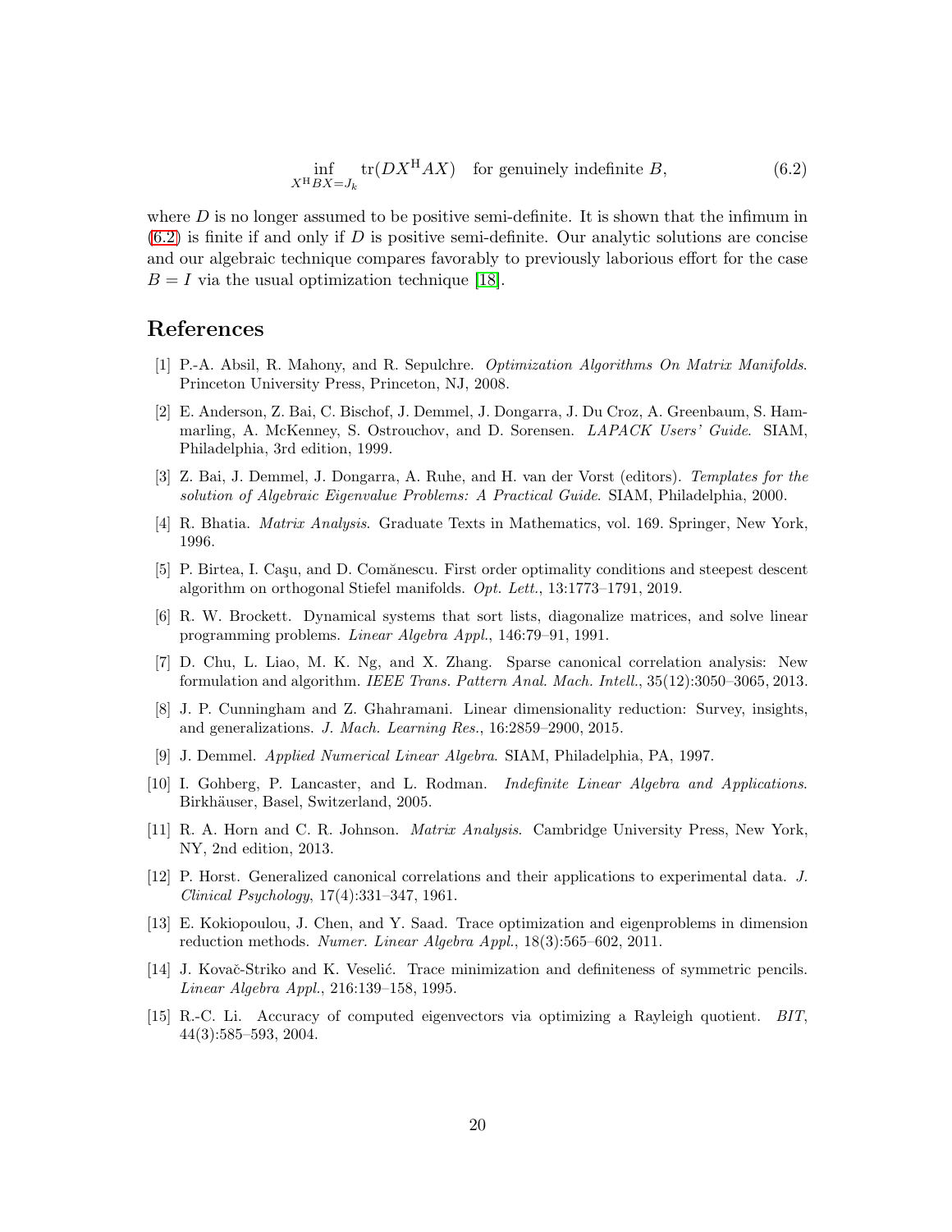$$\inf_{X^{\mathrm{H}}BX=J_k} \operatorname{tr}(DX^{\mathrm{H}}AX) \quad \text{for genuinely indefinite } B, \tag{6.2}$$

where $D$ is no longer assumed to be positive semi-definite. It is shown that the infimum in (6.2) is finite if and only if $D$ is positive semi-definite. Our analytic solutions are concise and our algebraic technique compares favorably to previously laborious effort for the case $B = I$ via the usual optimization technique [18].

## References

[1] P.-A. Absil, R. Mahony, and R. Sepulchre. *Optimization Algorithms On Matrix Manifolds*. Princeton University Press, Princeton, NJ, 2008.

[2] E. Anderson, Z. Bai, C. Bischof, J. Demmel, J. Dongarra, J. Du Croz, A. Greenbaum, S. Hammarling, A. McKenney, S. Ostrouchov, and D. Sorensen. *LAPACK Users' Guide*. SIAM, Philadelphia, 3rd edition, 1999.

[3] Z. Bai, J. Demmel, J. Dongarra, A. Ruhe, and H. van der Vorst (editors). *Templates for the solution of Algebraic Eigenvalue Problems: A Practical Guide*. SIAM, Philadelphia, 2000.

[4] R. Bhatia. *Matrix Analysis*. Graduate Texts in Mathematics, vol. 169. Springer, New York, 1996.

[5] P. Birtea, I. Caşu, and D. Comănescu. First order optimality conditions and steepest descent algorithm on orthogonal Stiefel manifolds. *Opt. Lett.*, 13:1773–1791, 2019.

[6] R. W. Brockett. Dynamical systems that sort lists, diagonalize matrices, and solve linear programming problems. *Linear Algebra Appl.*, 146:79–91, 1991.

[7] D. Chu, L. Liao, M. K. Ng, and X. Zhang. Sparse canonical correlation analysis: New formulation and algorithm. *IEEE Trans. Pattern Anal. Mach. Intell.*, 35(12):3050–3065, 2013.

[8] J. P. Cunningham and Z. Ghahramani. Linear dimensionality reduction: Survey, insights, and generalizations. *J. Mach. Learning Res.*, 16:2859–2900, 2015.

[9] J. Demmel. *Applied Numerical Linear Algebra*. SIAM, Philadelphia, PA, 1997.

[10] I. Gohberg, P. Lancaster, and L. Rodman. *Indefinite Linear Algebra and Applications*. Birkhäuser, Basel, Switzerland, 2005.

[11] R. A. Horn and C. R. Johnson. *Matrix Analysis*. Cambridge University Press, New York, NY, 2nd edition, 2013.

[12] P. Horst. Generalized canonical correlations and their applications to experimental data. *J. Clinical Psychology*, 17(4):331–347, 1961.

[13] E. Kokiopoulou, J. Chen, and Y. Saad. Trace optimization and eigenproblems in dimension reduction methods. *Numer. Linear Algebra Appl.*, 18(3):565–602, 2011.

[14] J. Kovač-Striko and K. Veselić. Trace minimization and definiteness of symmetric pencils. *Linear Algebra Appl.*, 216:139–158, 1995.

[15] R.-C. Li. Accuracy of computed eigenvectors via optimizing a Rayleigh quotient. *BIT*, 44(3):585–593, 2004.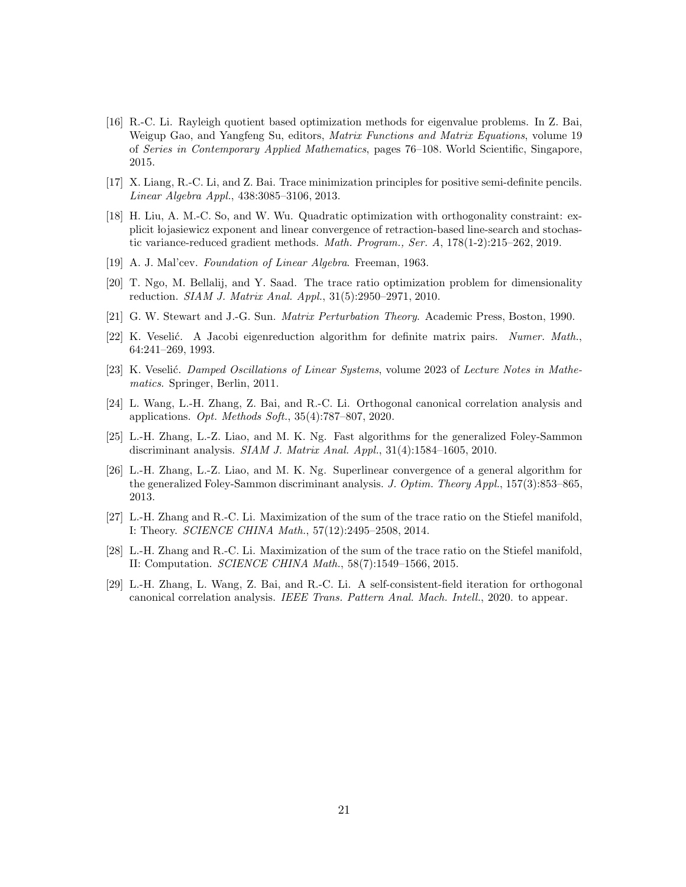[16] R.-C. Li. Rayleigh quotient based optimization methods for eigenvalue problems. In Z. Bai, Weigup Gao, and Yangfeng Su, editors, *Matrix Functions and Matrix Equations*, volume 19 of *Series in Contemporary Applied Mathematics*, pages 76–108. World Scientific, Singapore, 2015.

[17] X. Liang, R.-C. Li, and Z. Bai. Trace minimization principles for positive semi-definite pencils. *Linear Algebra Appl.*, 438:3085–3106, 2013.

[18] H. Liu, A. M.-C. So, and W. Wu. Quadratic optimization with orthogonality constraint: explicit łojasiewicz exponent and linear convergence of retraction-based line-search and stochastic variance-reduced gradient methods. *Math. Program., Ser. A*, 178(1-2):215–262, 2019.

[19] A. J. Mal'cev. *Foundation of Linear Algebra*. Freeman, 1963.

[20] T. Ngo, M. Bellalij, and Y. Saad. The trace ratio optimization problem for dimensionality reduction. *SIAM J. Matrix Anal. Appl.*, 31(5):2950–2971, 2010.

[21] G. W. Stewart and J.-G. Sun. *Matrix Perturbation Theory*. Academic Press, Boston, 1990.

[22] K. Veselić. A Jacobi eigenreduction algorithm for definite matrix pairs. *Numer. Math.*, 64:241–269, 1993.

[23] K. Veselić. *Damped Oscillations of Linear Systems*, volume 2023 of *Lecture Notes in Mathematics*. Springer, Berlin, 2011.

[24] L. Wang, L.-H. Zhang, Z. Bai, and R.-C. Li. Orthogonal canonical correlation analysis and applications. *Opt. Methods Soft.*, 35(4):787–807, 2020.

[25] L.-H. Zhang, L.-Z. Liao, and M. K. Ng. Fast algorithms for the generalized Foley-Sammon discriminant analysis. *SIAM J. Matrix Anal. Appl.*, 31(4):1584–1605, 2010.

[26] L.-H. Zhang, L.-Z. Liao, and M. K. Ng. Superlinear convergence of a general algorithm for the generalized Foley-Sammon discriminant analysis. *J. Optim. Theory Appl.*, 157(3):853–865, 2013.

[27] L.-H. Zhang and R.-C. Li. Maximization of the sum of the trace ratio on the Stiefel manifold, I: Theory. *SCIENCE CHINA Math.*, 57(12):2495–2508, 2014.

[28] L.-H. Zhang and R.-C. Li. Maximization of the sum of the trace ratio on the Stiefel manifold, II: Computation. *SCIENCE CHINA Math.*, 58(7):1549–1566, 2015.

[29] L.-H. Zhang, L. Wang, Z. Bai, and R.-C. Li. A self-consistent-field iteration for orthogonal canonical correlation analysis. *IEEE Trans. Pattern Anal. Mach. Intell.*, 2020. to appear.